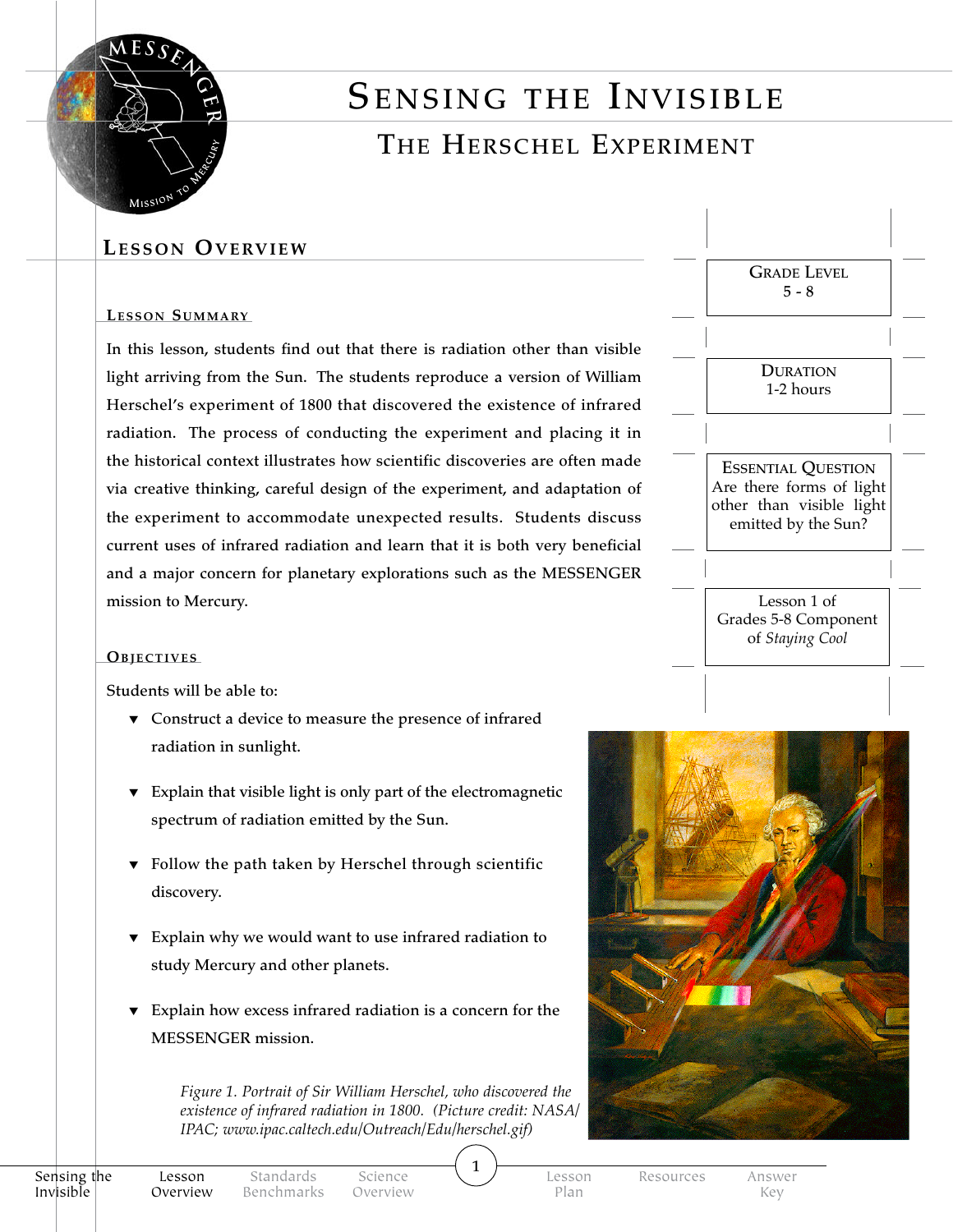# Sensing the Invisible

## The Herschel Experiment

## Lesson Overview

### Lesson Summary

In this lesson, students find out that there is radiation other than visible light arriving from the Sun. The students reproduce a version of William Herschel's experiment of 1800 that discovered the existence of infrared radiation. The process of conducting the experiment and placing it in the historical context illustrates how scientific discoveries are often made via creative thinking, careful design of the experiment, and adaptation of the experiment to accommodate unexpected results. Students discuss current uses of infrared radiation and learn that it is both very beneficial and a major concern for planetary explorations such as the MESSENGER mission to Mercury.

**Grade Level**
5 - 8

**Duration**
1-2 hours

**Essential Question**
Are there forms of light other than visible light emitted by the Sun?

Lesson 1 of Grades 5-8 Component of *Staying Cool*

### Objectives

Students will be able to:

- Construct a device to measure the presence of infrared radiation in sunlight.
- Explain that visible light is only part of the electromagnetic spectrum of radiation emitted by the Sun.
- Follow the path taken by Herschel through scientific discovery.
- Explain why we would want to use infrared radiation to study Mercury and other planets.
- Explain how excess infrared radiation is a concern for the MESSENGER mission.

*Figure 1. Portrait of Sir William Herschel, who discovered the existence of infrared radiation in 1800. (Picture credit: NASA/IPAC; www.ipac.caltech.edu/Outreach/Edu/herschel.gif)*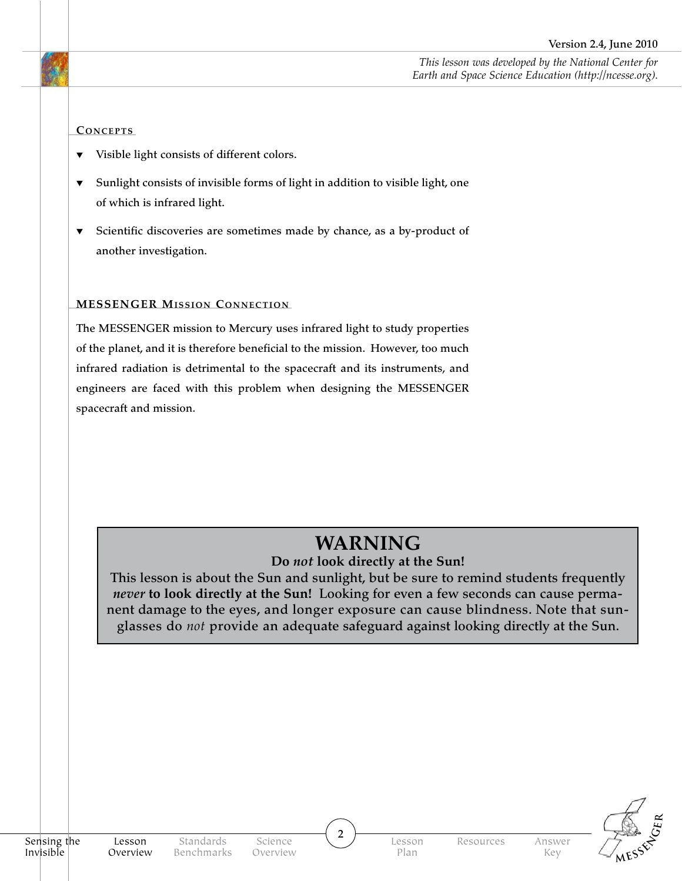## Concepts

- Visible light consists of different colors.
- Sunlight consists of invisible forms of light in addition to visible light, one of which is infrared light.
- Scientific discoveries are sometimes made by chance, as a by-product of another investigation.

## MESSENGER Mission Connection

The MESSENGER mission to Mercury uses infrared light to study properties of the planet, and it is therefore beneficial to the mission. However, too much infrared radiation is detrimental to the spacecraft and its instruments, and engineers are faced with this problem when designing the MESSENGER spacecraft and mission.

> **WARNING**
>
> **Do *not* look directly at the Sun!**
>
> This lesson is about the Sun and sunlight, but be sure to remind students frequently ***never* to look directly at the Sun!** Looking for even a few seconds can cause permanent damage to the eyes, and longer exposure can cause blindness. Note that sunglasses do *not* provide an adequate safeguard against looking directly at the Sun.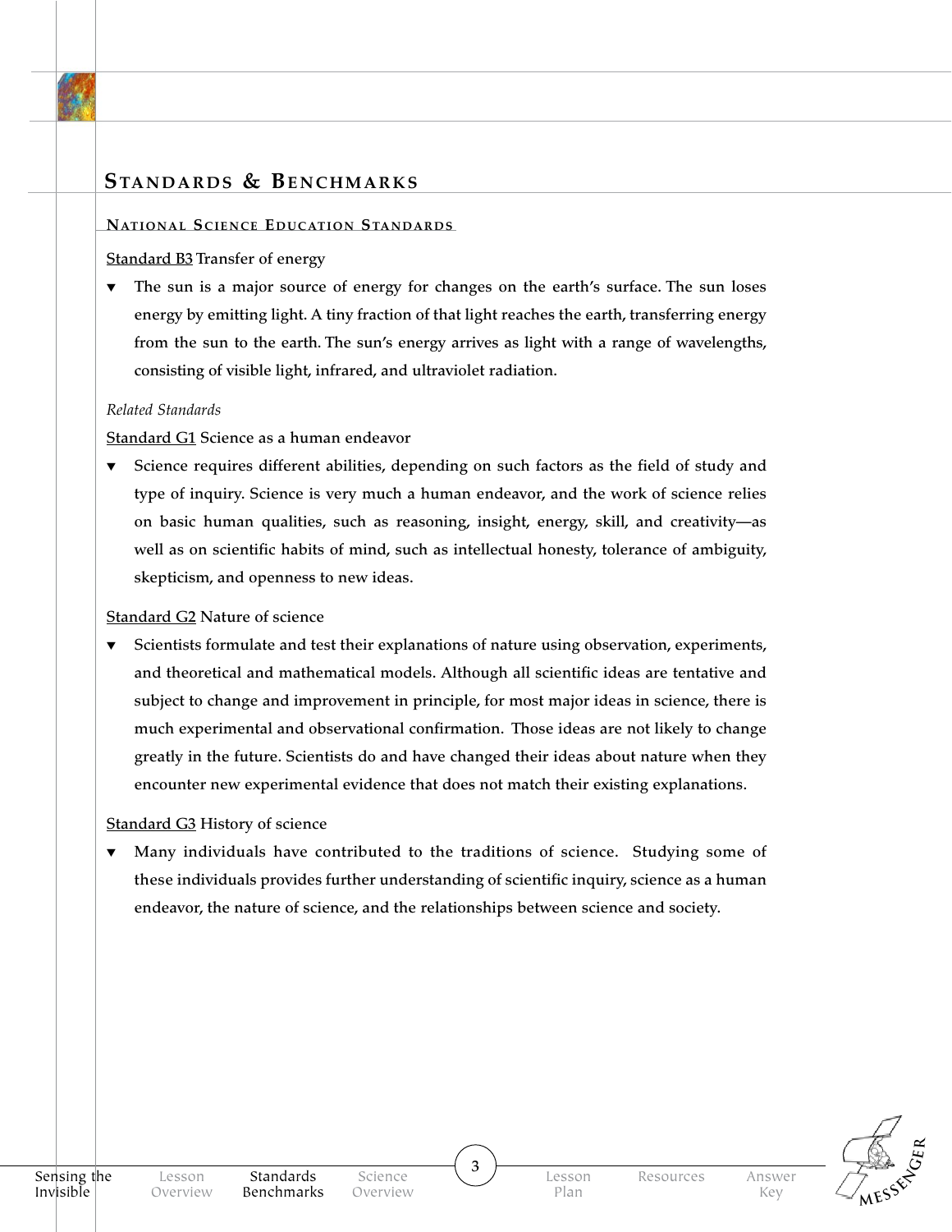## Standards & Benchmarks

### National Science Education Standards

Standard B3 Transfer of energy

- The sun is a major source of energy for changes on the earth's surface. The sun loses energy by emitting light. A tiny fraction of that light reaches the earth, transferring energy from the sun to the earth. The sun's energy arrives as light with a range of wavelengths, consisting of visible light, infrared, and ultraviolet radiation.

*Related Standards*

Standard G1 Science as a human endeavor

- Science requires different abilities, depending on such factors as the field of study and type of inquiry. Science is very much a human endeavor, and the work of science relies on basic human qualities, such as reasoning, insight, energy, skill, and creativity—as well as on scientific habits of mind, such as intellectual honesty, tolerance of ambiguity, skepticism, and openness to new ideas.

Standard G2 Nature of science

- Scientists formulate and test their explanations of nature using observation, experiments, and theoretical and mathematical models. Although all scientific ideas are tentative and subject to change and improvement in principle, for most major ideas in science, there is much experimental and observational confirmation. Those ideas are not likely to change greatly in the future. Scientists do and have changed their ideas about nature when they encounter new experimental evidence that does not match their existing explanations.

Standard G3 History of science

- Many individuals have contributed to the traditions of science. Studying some of these individuals provides further understanding of scientific inquiry, science as a human endeavor, the nature of science, and the relationships between science and society.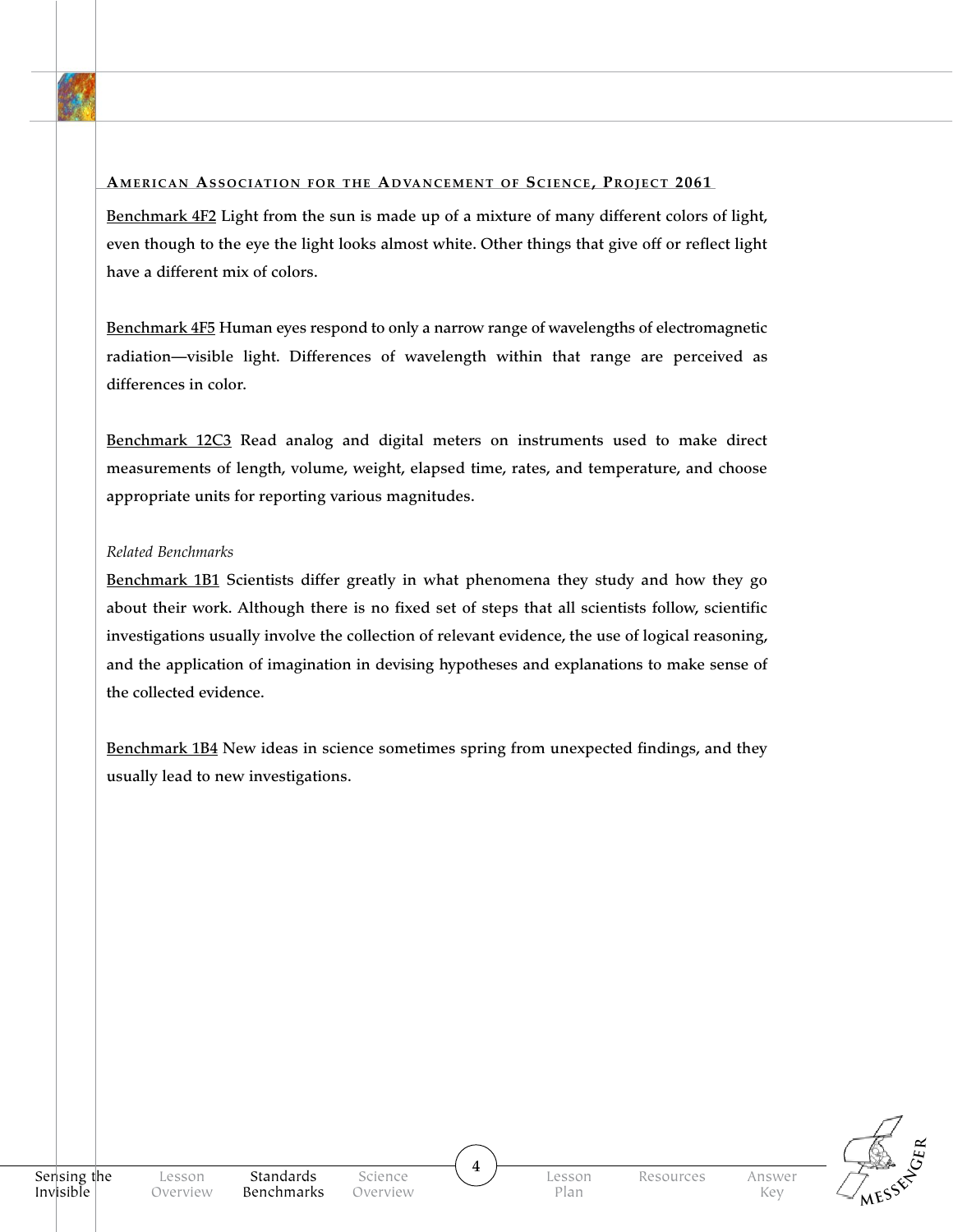## American Association for the Advancement of Science, Project 2061

Benchmark 4F2 Light from the sun is made up of a mixture of many different colors of light, even though to the eye the light looks almost white. Other things that give off or reflect light have a different mix of colors.

Benchmark 4F5 Human eyes respond to only a narrow range of wavelengths of electromagnetic radiation—visible light. Differences of wavelength within that range are perceived as differences in color.

Benchmark 12C3 Read analog and digital meters on instruments used to make direct measurements of length, volume, weight, elapsed time, rates, and temperature, and choose appropriate units for reporting various magnitudes.

*Related Benchmarks*

Benchmark 1B1 Scientists differ greatly in what phenomena they study and how they go about their work. Although there is no fixed set of steps that all scientists follow, scientific investigations usually involve the collection of relevant evidence, the use of logical reasoning, and the application of imagination in devising hypotheses and explanations to make sense of the collected evidence.

Benchmark 1B4 New ideas in science sometimes spring from unexpected findings, and they usually lead to new investigations.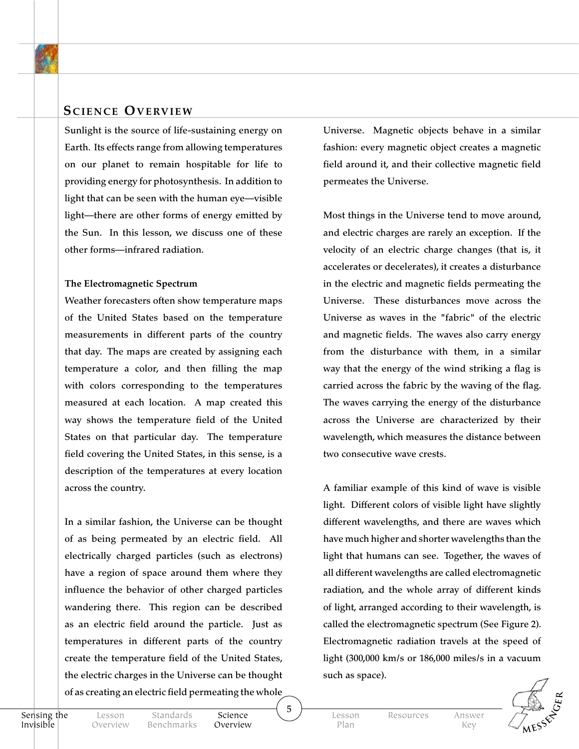## Science Overview

Sunlight is the source of life-sustaining energy on Earth. Its effects range from allowing temperatures on our planet to remain hospitable for life to providing energy for photosynthesis. In addition to light that can be seen with the human eye—visible light—there are other forms of energy emitted by the Sun. In this lesson, we discuss one of these other forms—infrared radiation.

**The Electromagnetic Spectrum**

Weather forecasters often show temperature maps of the United States based on the temperature measurements in different parts of the country that day. The maps are created by assigning each temperature a color, and then filling the map with colors corresponding to the temperatures measured at each location. A map created this way shows the temperature field of the United States on that particular day. The temperature field covering the United States, in this sense, is a description of the temperatures at every location across the country.

In a similar fashion, the Universe can be thought of as being permeated by an electric field. All electrically charged particles (such as electrons) have a region of space around them where they influence the behavior of other charged particles wandering there. This region can be described as an electric field around the particle. Just as temperatures in different parts of the country create the temperature field of the United States, the electric charges in the Universe can be thought of as creating an electric field permeating the whole Universe. Magnetic objects behave in a similar fashion: every magnetic object creates a magnetic field around it, and their collective magnetic field permeates the Universe.

Most things in the Universe tend to move around, and electric charges are rarely an exception. If the velocity of an electric charge changes (that is, it accelerates or decelerates), it creates a disturbance in the electric and magnetic fields permeating the Universe. These disturbances move across the Universe as waves in the "fabric" of the electric and magnetic fields. The waves also carry energy from the disturbance with them, in a similar way that the energy of the wind striking a flag is carried across the fabric by the waving of the flag. The waves carrying the energy of the disturbance across the Universe are characterized by their wavelength, which measures the distance between two consecutive wave crests.

A familiar example of this kind of wave is visible light. Different colors of visible light have slightly different wavelengths, and there are waves which have much higher and shorter wavelengths than the light that humans can see. Together, the waves of all different wavelengths are called electromagnetic radiation, and the whole array of different kinds of light, arranged according to their wavelength, is called the electromagnetic spectrum (See Figure 2). Electromagnetic radiation travels at the speed of light (300,000 km/s or 186,000 miles/s in a vacuum such as space).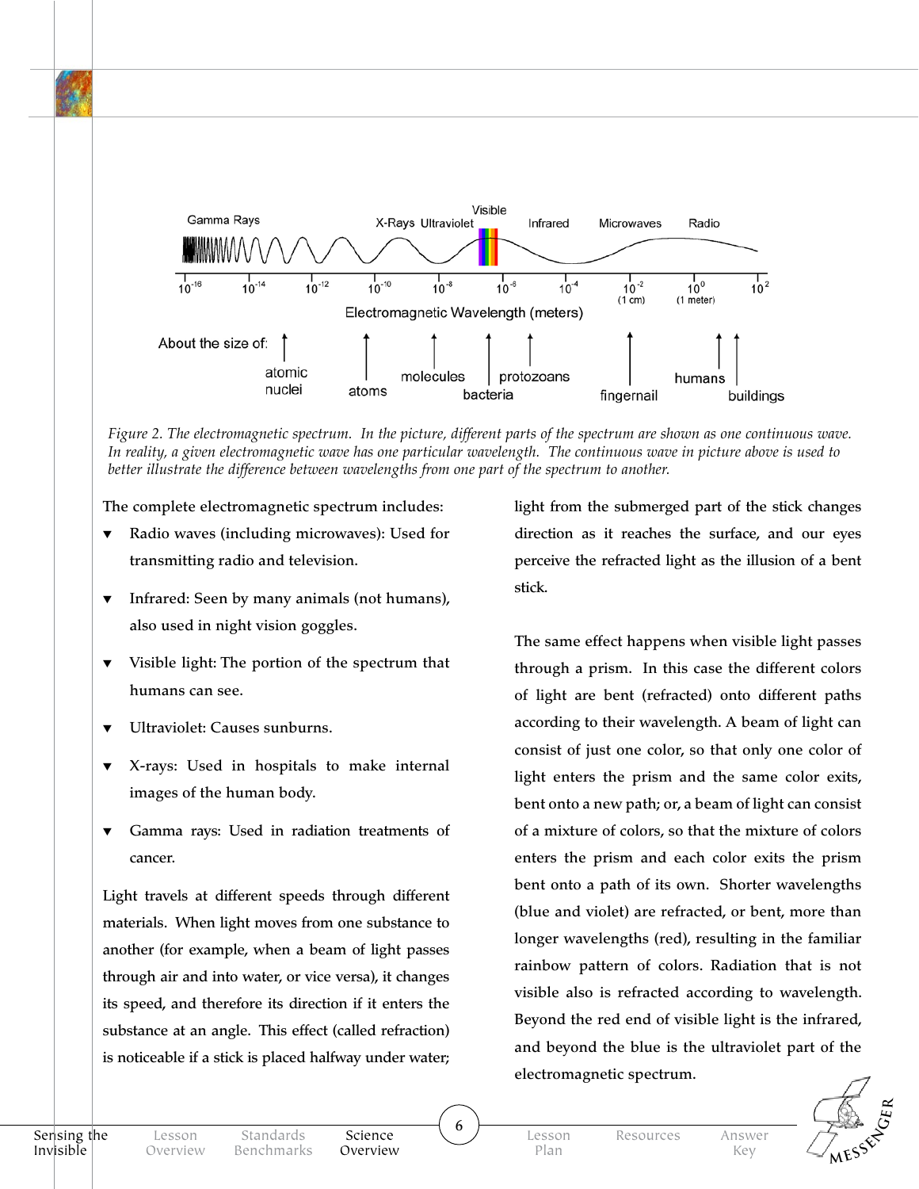*Figure 2. The electromagnetic spectrum. In the picture, different parts of the spectrum are shown as one continuous wave. In reality, a given electromagnetic wave has one particular wavelength. The continuous wave in picture above is used to better illustrate the difference between wavelengths from one part of the spectrum to another.*

The complete electromagnetic spectrum includes:

- Radio waves (including microwaves): Used for transmitting radio and television.
- Infrared: Seen by many animals (not humans), also used in night vision goggles.
- Visible light: The portion of the spectrum that humans can see.
- Ultraviolet: Causes sunburns.
- X-rays: Used in hospitals to make internal images of the human body.
- Gamma rays: Used in radiation treatments of cancer.

Light travels at different speeds through different materials. When light moves from one substance to another (for example, when a beam of light passes through air and into water, or vice versa), it changes its speed, and therefore its direction if it enters the substance at an angle. This effect (called refraction) is noticeable if a stick is placed halfway under water; light from the submerged part of the stick changes direction as it reaches the surface, and our eyes perceive the refracted light as the illusion of a bent stick.

The same effect happens when visible light passes through a prism. In this case the different colors of light are bent (refracted) onto different paths according to their wavelength. A beam of light can consist of just one color, so that only one color of light enters the prism and the same color exits, bent onto a new path; or, a beam of light can consist of a mixture of colors, so that the mixture of colors enters the prism and each color exits the prism bent onto a path of its own. Shorter wavelengths (blue and violet) are refracted, or bent, more than longer wavelengths (red), resulting in the familiar rainbow pattern of colors. Radiation that is not visible also is refracted according to wavelength. Beyond the red end of visible light is the infrared, and beyond the blue is the ultraviolet part of the electromagnetic spectrum.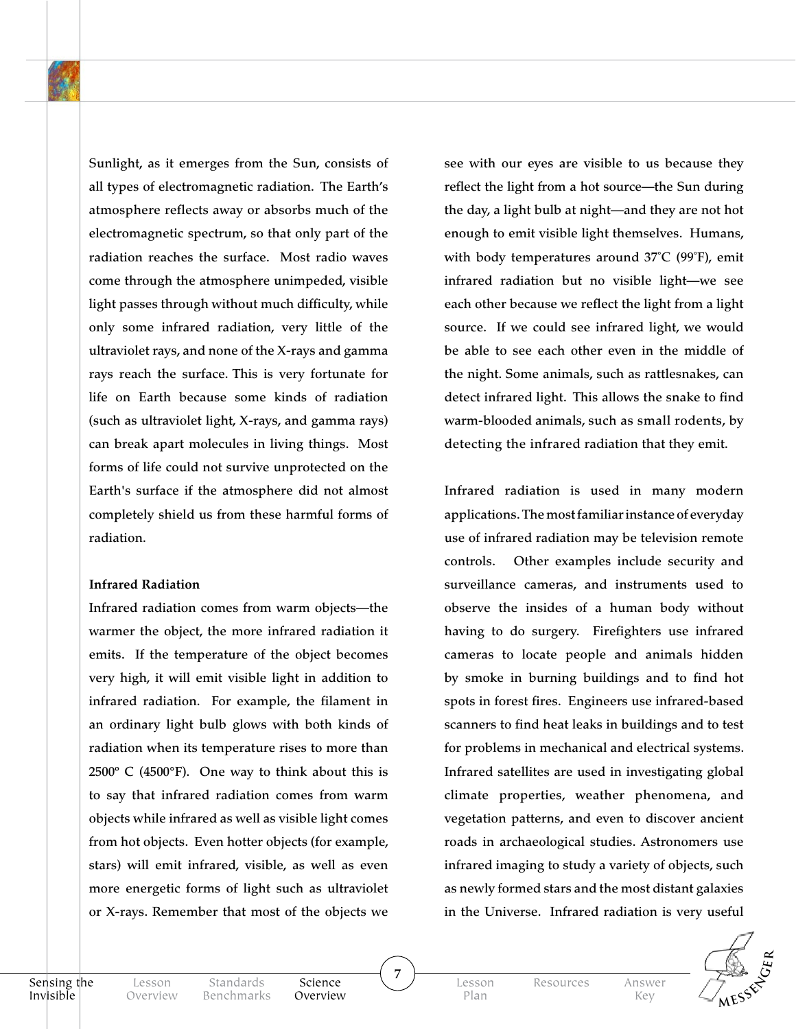Sunlight, as it emerges from the Sun, consists of all types of electromagnetic radiation. The Earth's atmosphere reflects away or absorbs much of the electromagnetic spectrum, so that only part of the radiation reaches the surface. Most radio waves come through the atmosphere unimpeded, visible light passes through without much difficulty, while only some infrared radiation, very little of the ultraviolet rays, and none of the X-rays and gamma rays reach the surface. This is very fortunate for life on Earth because some kinds of radiation (such as ultraviolet light, X-rays, and gamma rays) can break apart molecules in living things. Most forms of life could not survive unprotected on the Earth's surface if the atmosphere did not almost completely shield us from these harmful forms of radiation.

**Infrared Radiation**

Infrared radiation comes from warm objects—the warmer the object, the more infrared radiation it emits. If the temperature of the object becomes very high, it will emit visible light in addition to infrared radiation. For example, the filament in an ordinary light bulb glows with both kinds of radiation when its temperature rises to more than 2500º C (4500°F). One way to think about this is to say that infrared radiation comes from warm objects while infrared as well as visible light comes from hot objects. Even hotter objects (for example, stars) will emit infrared, visible, as well as even more energetic forms of light such as ultraviolet or X-rays. Remember that most of the objects we see with our eyes are visible to us because they reflect the light from a hot source—the Sun during the day, a light bulb at night—and they are not hot enough to emit visible light themselves. Humans, with body temperatures around 37˚C (99˚F), emit infrared radiation but no visible light—we see each other because we reflect the light from a light source. If we could see infrared light, we would be able to see each other even in the middle of the night. Some animals, such as rattlesnakes, can detect infrared light. This allows the snake to find warm-blooded animals, such as small rodents, by detecting the infrared radiation that they emit.

Infrared radiation is used in many modern applications. The most familiar instance of everyday use of infrared radiation may be television remote controls. Other examples include security and surveillance cameras, and instruments used to observe the insides of a human body without having to do surgery. Firefighters use infrared cameras to locate people and animals hidden by smoke in burning buildings and to find hot spots in forest fires. Engineers use infrared-based scanners to find heat leaks in buildings and to test for problems in mechanical and electrical systems. Infrared satellites are used in investigating global climate properties, weather phenomena, and vegetation patterns, and even to discover ancient roads in archaeological studies. Astronomers use infrared imaging to study a variety of objects, such as newly formed stars and the most distant galaxies in the Universe. Infrared radiation is very useful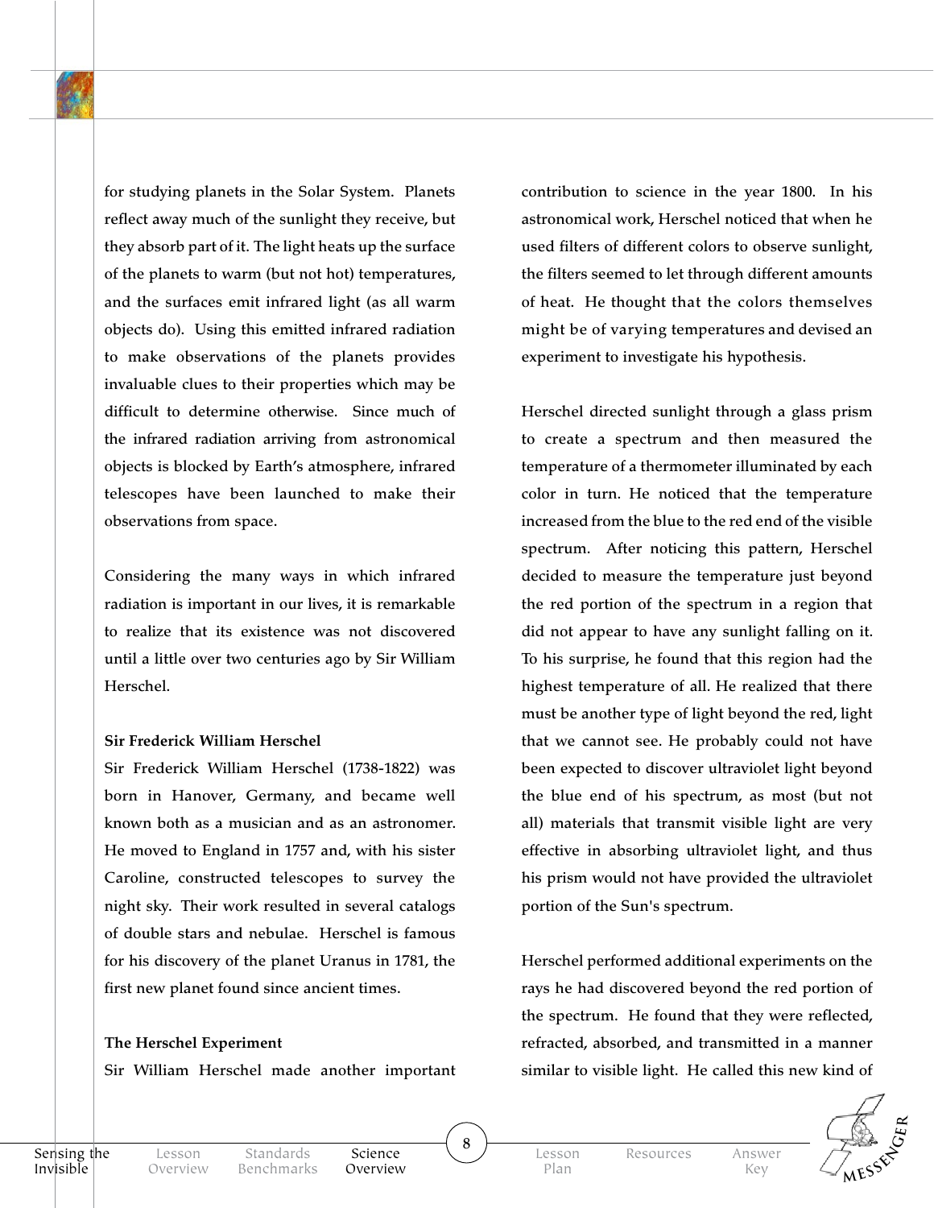for studying planets in the Solar System. Planets reflect away much of the sunlight they receive, but they absorb part of it. The light heats up the surface of the planets to warm (but not hot) temperatures, and the surfaces emit infrared light (as all warm objects do). Using this emitted infrared radiation to make observations of the planets provides invaluable clues to their properties which may be difficult to determine otherwise. Since much of the infrared radiation arriving from astronomical objects is blocked by Earth's atmosphere, infrared telescopes have been launched to make their observations from space.

Considering the many ways in which infrared radiation is important in our lives, it is remarkable to realize that its existence was not discovered until a little over two centuries ago by Sir William Herschel.

**Sir Frederick William Herschel**

Sir Frederick William Herschel (1738-1822) was born in Hanover, Germany, and became well known both as a musician and as an astronomer. He moved to England in 1757 and, with his sister Caroline, constructed telescopes to survey the night sky. Their work resulted in several catalogs of double stars and nebulae. Herschel is famous for his discovery of the planet Uranus in 1781, the first new planet found since ancient times.

**The Herschel Experiment**

Sir William Herschel made another important contribution to science in the year 1800. In his astronomical work, Herschel noticed that when he used filters of different colors to observe sunlight, the filters seemed to let through different amounts of heat. He thought that the colors themselves might be of varying temperatures and devised an experiment to investigate his hypothesis.

Herschel directed sunlight through a glass prism to create a spectrum and then measured the temperature of a thermometer illuminated by each color in turn. He noticed that the temperature increased from the blue to the red end of the visible spectrum. After noticing this pattern, Herschel decided to measure the temperature just beyond the red portion of the spectrum in a region that did not appear to have any sunlight falling on it. To his surprise, he found that this region had the highest temperature of all. He realized that there must be another type of light beyond the red, light that we cannot see. He probably could not have been expected to discover ultraviolet light beyond the blue end of his spectrum, as most (but not all) materials that transmit visible light are very effective in absorbing ultraviolet light, and thus his prism would not have provided the ultraviolet portion of the Sun's spectrum.

Herschel performed additional experiments on the rays he had discovered beyond the red portion of the spectrum. He found that they were reflected, refracted, absorbed, and transmitted in a manner similar to visible light. He called this new kind of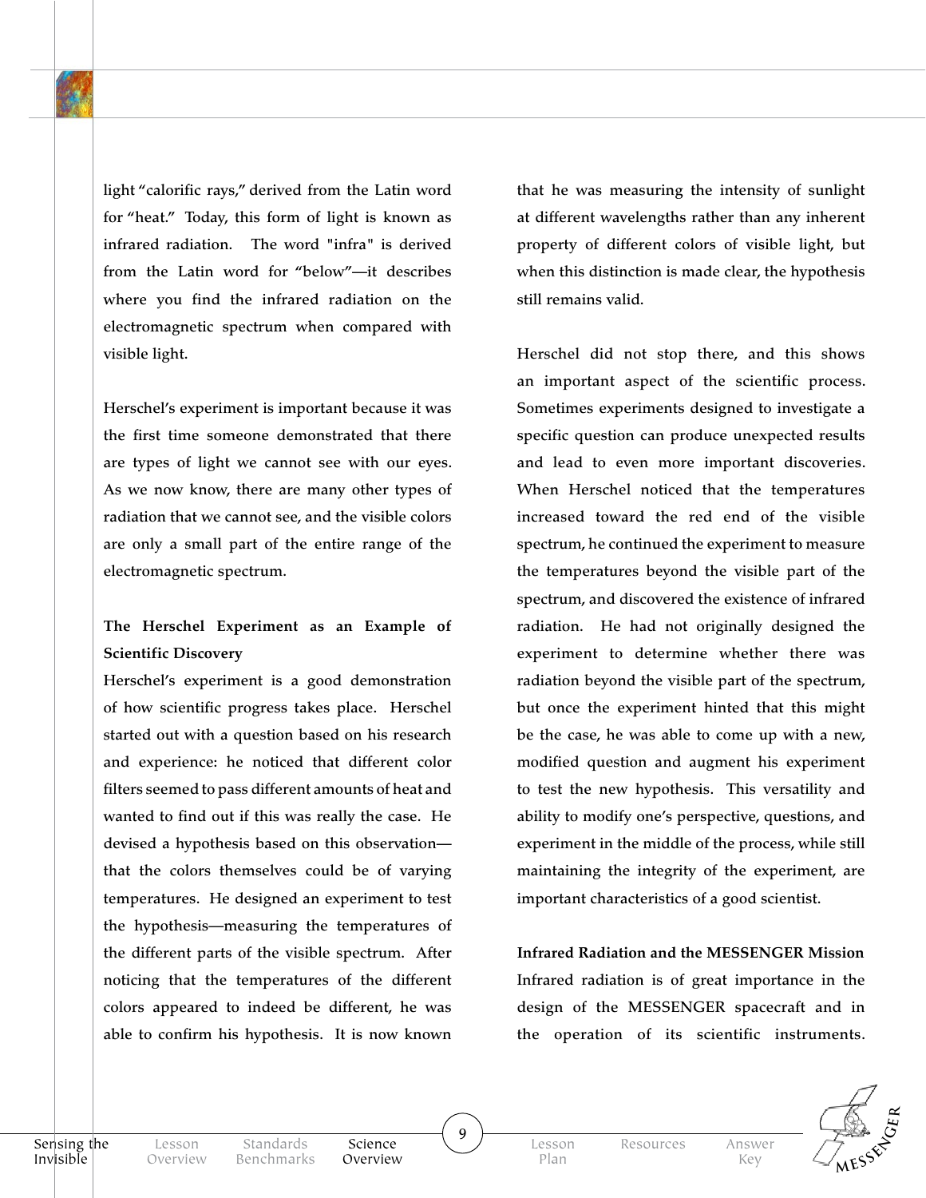light “calorific rays,” derived from the Latin word for “heat.” Today, this form of light is known as infrared radiation. The word "infra" is derived from the Latin word for “below”—it describes where you find the infrared radiation on the electromagnetic spectrum when compared with visible light.

Herschel’s experiment is important because it was the first time someone demonstrated that there are types of light we cannot see with our eyes. As we now know, there are many other types of radiation that we cannot see, and the visible colors are only a small part of the entire range of the electromagnetic spectrum.

**The Herschel Experiment as an Example of Scientific Discovery**

Herschel’s experiment is a good demonstration of how scientific progress takes place. Herschel started out with a question based on his research and experience: he noticed that different color filters seemed to pass different amounts of heat and wanted to find out if this was really the case. He devised a hypothesis based on this observation—that the colors themselves could be of varying temperatures. He designed an experiment to test the hypothesis—measuring the temperatures of the different parts of the visible spectrum. After noticing that the temperatures of the different colors appeared to indeed be different, he was able to confirm his hypothesis. It is now known that he was measuring the intensity of sunlight at different wavelengths rather than any inherent property of different colors of visible light, but when this distinction is made clear, the hypothesis still remains valid.

Herschel did not stop there, and this shows an important aspect of the scientific process. Sometimes experiments designed to investigate a specific question can produce unexpected results and lead to even more important discoveries. When Herschel noticed that the temperatures increased toward the red end of the visible spectrum, he continued the experiment to measure the temperatures beyond the visible part of the spectrum, and discovered the existence of infrared radiation. He had not originally designed the experiment to determine whether there was radiation beyond the visible part of the spectrum, but once the experiment hinted that this might be the case, he was able to come up with a new, modified question and augment his experiment to test the new hypothesis. This versatility and ability to modify one’s perspective, questions, and experiment in the middle of the process, while still maintaining the integrity of the experiment, are important characteristics of a good scientist.

**Infrared Radiation and the MESSENGER Mission**

Infrared radiation is of great importance in the design of the MESSENGER spacecraft and in the operation of its scientific instruments.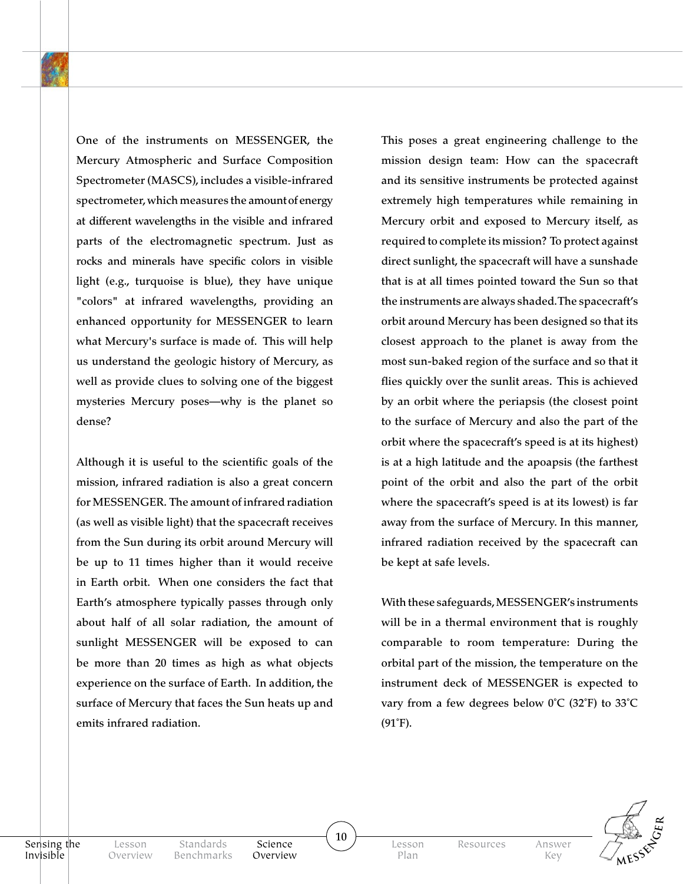One of the instruments on MESSENGER, the Mercury Atmospheric and Surface Composition Spectrometer (MASCS), includes a visible-infrared spectrometer, which measures the amount of energy at different wavelengths in the visible and infrared parts of the electromagnetic spectrum. Just as rocks and minerals have specific colors in visible light (e.g., turquoise is blue), they have unique "colors" at infrared wavelengths, providing an enhanced opportunity for MESSENGER to learn what Mercury's surface is made of. This will help us understand the geologic history of Mercury, as well as provide clues to solving one of the biggest mysteries Mercury poses—why is the planet so dense?

Although it is useful to the scientific goals of the mission, infrared radiation is also a great concern for MESSENGER. The amount of infrared radiation (as well as visible light) that the spacecraft receives from the Sun during its orbit around Mercury will be up to 11 times higher than it would receive in Earth orbit. When one considers the fact that Earth's atmosphere typically passes through only about half of all solar radiation, the amount of sunlight MESSENGER will be exposed to can be more than 20 times as high as what objects experience on the surface of Earth. In addition, the surface of Mercury that faces the Sun heats up and emits infrared radiation.

This poses a great engineering challenge to the mission design team: How can the spacecraft and its sensitive instruments be protected against extremely high temperatures while remaining in Mercury orbit and exposed to Mercury itself, as required to complete its mission? To protect against direct sunlight, the spacecraft will have a sunshade that is at all times pointed toward the Sun so that the instruments are always shaded. The spacecraft's orbit around Mercury has been designed so that its closest approach to the planet is away from the most sun-baked region of the surface and so that it flies quickly over the sunlit areas. This is achieved by an orbit where the periapsis (the closest point to the surface of Mercury and also the part of the orbit where the spacecraft's speed is at its highest) is at a high latitude and the apoapsis (the farthest point of the orbit and also the part of the orbit where the spacecraft's speed is at its lowest) is far away from the surface of Mercury. In this manner, infrared radiation received by the spacecraft can be kept at safe levels.

With these safeguards, MESSENGER's instruments will be in a thermal environment that is roughly comparable to room temperature: During the orbital part of the mission, the temperature on the instrument deck of MESSENGER is expected to vary from a few degrees below 0°C (32°F) to 33°C (91°F).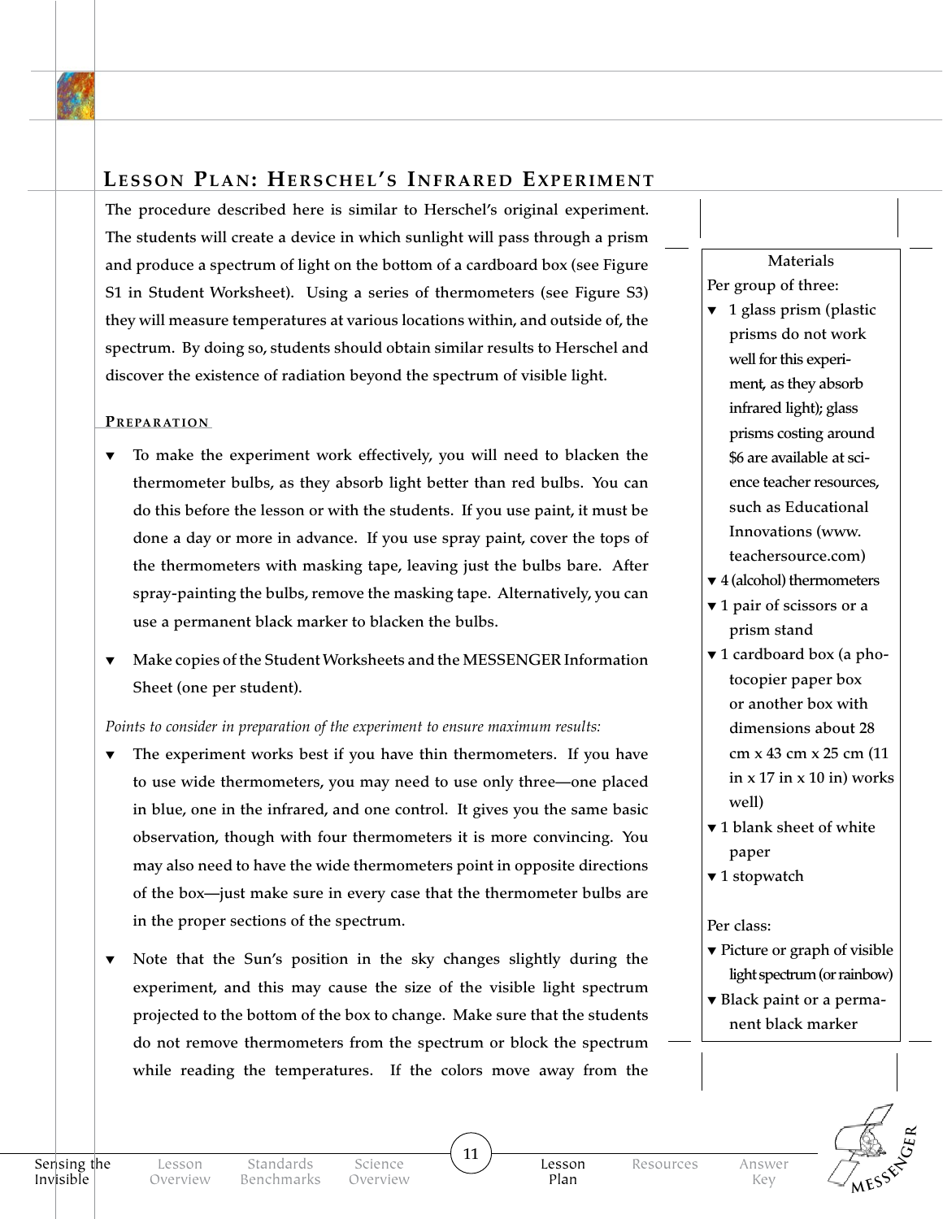## Lesson Plan: Herschel's Infrared Experiment

The procedure described here is similar to Herschel's original experiment. The students will create a device in which sunlight will pass through a prism and produce a spectrum of light on the bottom of a cardboard box (see Figure S1 in Student Worksheet). Using a series of thermometers (see Figure S3) they will measure temperatures at various locations within, and outside of, the spectrum. By doing so, students should obtain similar results to Herschel and discover the existence of radiation beyond the spectrum of visible light.

### Preparation

- To make the experiment work effectively, you will need to blacken the thermometer bulbs, as they absorb light better than red bulbs. You can do this before the lesson or with the students. If you use paint, it must be done a day or more in advance. If you use spray paint, cover the tops of the thermometers with masking tape, leaving just the bulbs bare. After spray-painting the bulbs, remove the masking tape. Alternatively, you can use a permanent black marker to blacken the bulbs.
- Make copies of the Student Worksheets and the MESSENGER Information Sheet (one per student).

*Points to consider in preparation of the experiment to ensure maximum results:*

- The experiment works best if you have thin thermometers. If you have to use wide thermometers, you may need to use only three—one placed in blue, one in the infrared, and one control. It gives you the same basic observation, though with four thermometers it is more convincing. You may also need to have the wide thermometers point in opposite directions of the box—just make sure in every case that the thermometer bulbs are in the proper sections of the spectrum.
- Note that the Sun's position in the sky changes slightly during the experiment, and this may cause the size of the visible light spectrum projected to the bottom of the box to change. Make sure that the students do not remove thermometers from the spectrum or block the spectrum while reading the temperatures. If the colors move away from the

**Materials**

Per group of three:

- 1 glass prism (plastic prisms do not work well for this experiment, as they absorb infrared light); glass prisms costing around $6 are available at science teacher resources, such as Educational Innovations (www.teachersource.com)
- 4 (alcohol) thermometers
- 1 pair of scissors or a prism stand
- 1 cardboard box (a photocopier paper box or another box with dimensions about 28 cm x 43 cm x 25 cm (11 in x 17 in x 10 in) works well)
- 1 blank sheet of white paper
- 1 stopwatch

Per class:

- Picture or graph of visible light spectrum (or rainbow)
- Black paint or a permanent black marker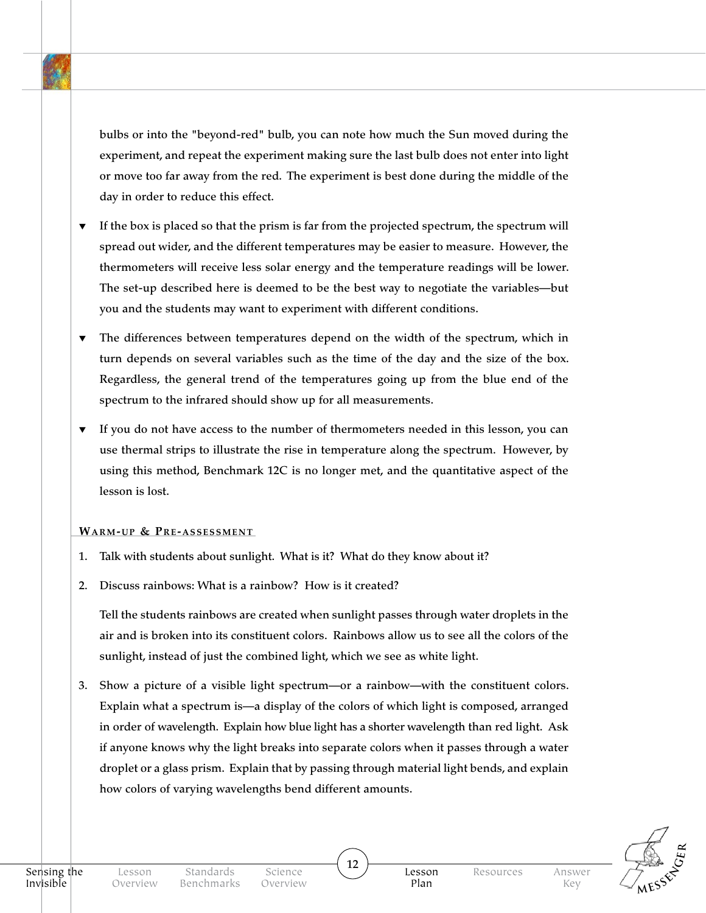bulbs or into the "beyond-red" bulb, you can note how much the Sun moved during the experiment, and repeat the experiment making sure the last bulb does not enter into light or move too far away from the red. The experiment is best done during the middle of the day in order to reduce this effect.

- If the box is placed so that the prism is far from the projected spectrum, the spectrum will spread out wider, and the different temperatures may be easier to measure. However, the thermometers will receive less solar energy and the temperature readings will be lower. The set-up described here is deemed to be the best way to negotiate the variables—but you and the students may want to experiment with different conditions.
- The differences between temperatures depend on the width of the spectrum, which in turn depends on several variables such as the time of the day and the size of the box. Regardless, the general trend of the temperatures going up from the blue end of the spectrum to the infrared should show up for all measurements.
- If you do not have access to the number of thermometers needed in this lesson, you can use thermal strips to illustrate the rise in temperature along the spectrum. However, by using this method, Benchmark 12C is no longer met, and the quantitative aspect of the lesson is lost.

### Warm-up & Pre-assessment

1. Talk with students about sunlight. What is it? What do they know about it?
2. Discuss rainbows: What is a rainbow? How is it created?

   Tell the students rainbows are created when sunlight passes through water droplets in the air and is broken into its constituent colors. Rainbows allow us to see all the colors of the sunlight, instead of just the combined light, which we see as white light.
3. Show a picture of a visible light spectrum—or a rainbow—with the constituent colors. Explain what a spectrum is—a display of the colors of which light is composed, arranged in order of wavelength. Explain how blue light has a shorter wavelength than red light. Ask if anyone knows why the light breaks into separate colors when it passes through a water droplet or a glass prism. Explain that by passing through material light bends, and explain how colors of varying wavelengths bend different amounts.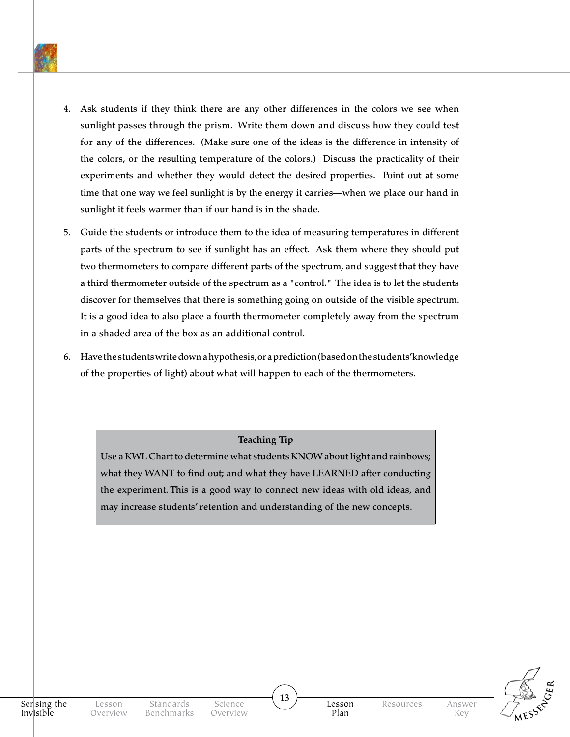4. Ask students if they think there are any other differences in the colors we see when sunlight passes through the prism. Write them down and discuss how they could test for any of the differences. (Make sure one of the ideas is the difference in intensity of the colors, or the resulting temperature of the colors.) Discuss the practicality of their experiments and whether they would detect the desired properties. Point out at some time that one way we feel sunlight is by the energy it carries—when we place our hand in sunlight it feels warmer than if our hand is in the shade.

5. Guide the students or introduce them to the idea of measuring temperatures in different parts of the spectrum to see if sunlight has an effect. Ask them where they should put two thermometers to compare different parts of the spectrum, and suggest that they have a third thermometer outside of the spectrum as a "control." The idea is to let the students discover for themselves that there is something going on outside of the visible spectrum. It is a good idea to also place a fourth thermometer completely away from the spectrum in a shaded area of the box as an additional control.

6. Have the students write down a hypothesis, or a prediction (based on the students' knowledge of the properties of light) about what will happen to each of the thermometers.

**Teaching Tip**

Use a KWL Chart to determine what students KNOW about light and rainbows; what they WANT to find out; and what they have LEARNED after conducting the experiment. This is a good way to connect new ideas with old ideas, and may increase students' retention and understanding of the new concepts.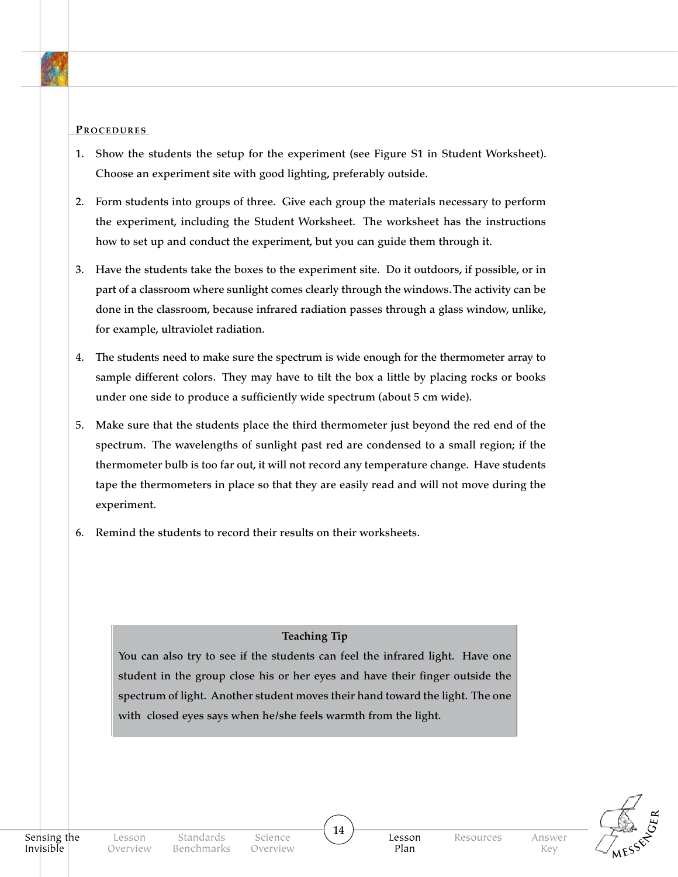## Procedures

1. Show the students the setup for the experiment (see Figure S1 in Student Worksheet). Choose an experiment site with good lighting, preferably outside.
2. Form students into groups of three. Give each group the materials necessary to perform the experiment, including the Student Worksheet. The worksheet has the instructions how to set up and conduct the experiment, but you can guide them through it.
3. Have the students take the boxes to the experiment site. Do it outdoors, if possible, or in part of a classroom where sunlight comes clearly through the windows. The activity can be done in the classroom, because infrared radiation passes through a glass window, unlike, for example, ultraviolet radiation.
4. The students need to make sure the spectrum is wide enough for the thermometer array to sample different colors. They may have to tilt the box a little by placing rocks or books under one side to produce a sufficiently wide spectrum (about 5 cm wide).
5. Make sure that the students place the third thermometer just beyond the red end of the spectrum. The wavelengths of sunlight past red are condensed to a small region; if the thermometer bulb is too far out, it will not record any temperature change. Have students tape the thermometers in place so that they are easily read and will not move during the experiment.
6. Remind the students to record their results on their worksheets.

> **Teaching Tip**
>
> You can also try to see if the students can feel the infrared light. Have one student in the group close his or her eyes and have their finger outside the spectrum of light. Another student moves their hand toward the light. The one with closed eyes says when he/she feels warmth from the light.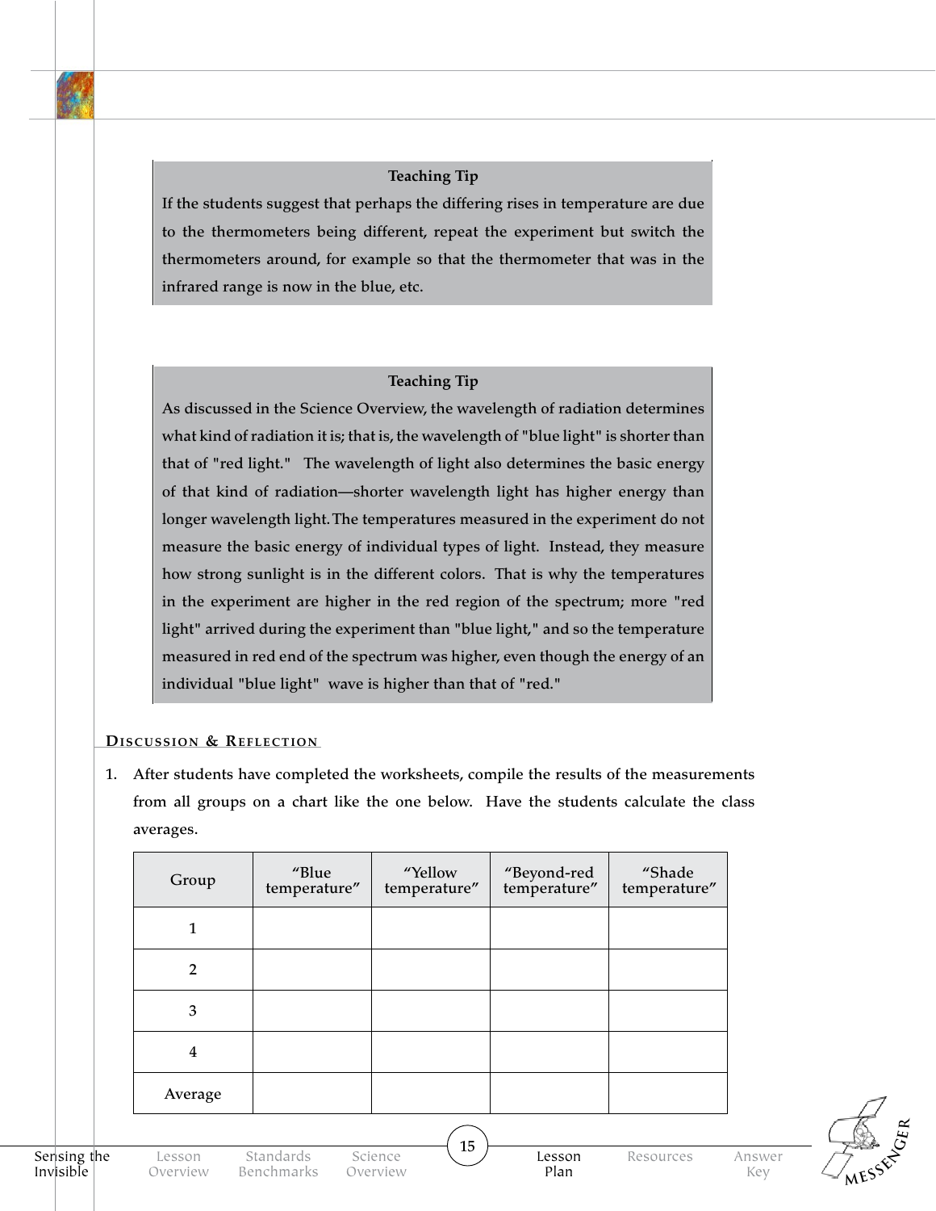**Teaching Tip**

If the students suggest that perhaps the differing rises in temperature are due to the thermometers being different, repeat the experiment but switch the thermometers around, for example so that the thermometer that was in the infrared range is now in the blue, etc.

**Teaching Tip**

As discussed in the Science Overview, the wavelength of radiation determines what kind of radiation it is; that is, the wavelength of "blue light" is shorter than that of "red light." The wavelength of light also determines the basic energy of that kind of radiation—shorter wavelength light has higher energy than longer wavelength light. The temperatures measured in the experiment do not measure the basic energy of individual types of light. Instead, they measure how strong sunlight is in the different colors. That is why the temperatures in the experiment are higher in the red region of the spectrum; more "red light" arrived during the experiment than "blue light," and so the temperature measured in red end of the spectrum was higher, even though the energy of an individual "blue light" wave is higher than that of "red."

## Discussion & Reflection

1. After students have completed the worksheets, compile the results of the measurements from all groups on a chart like the one below. Have the students calculate the class averages.

| Group | "Blue temperature" | "Yellow temperature" | "Beyond-red temperature" | "Shade temperature" |
|---|---|---|---|---|
| 1 | | | | |
| 2 | | | | |
| 3 | | | | |
| 4 | | | | |
| Average | | | | |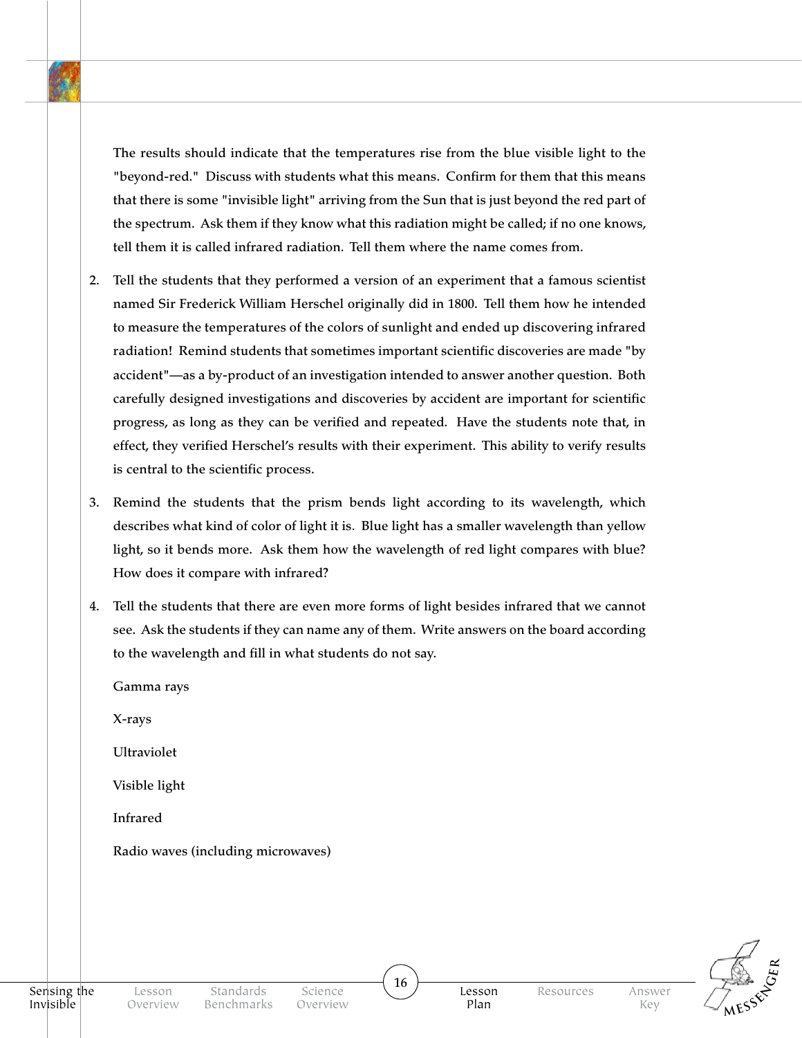The results should indicate that the temperatures rise from the blue visible light to the "beyond-red." Discuss with students what this means. Confirm for them that this means that there is some "invisible light" arriving from the Sun that is just beyond the red part of the spectrum. Ask them if they know what this radiation might be called; if no one knows, tell them it is called infrared radiation. Tell them where the name comes from.

2. Tell the students that they performed a version of an experiment that a famous scientist named Sir Frederick William Herschel originally did in 1800. Tell them how he intended to measure the temperatures of the colors of sunlight and ended up discovering infrared radiation! Remind students that sometimes important scientific discoveries are made "by accident"—as a by-product of an investigation intended to answer another question. Both carefully designed investigations and discoveries by accident are important for scientific progress, as long as they can be verified and repeated. Have the students note that, in effect, they verified Herschel's results with their experiment. This ability to verify results is central to the scientific process.

3. Remind the students that the prism bends light according to its wavelength, which describes what kind of color of light it is. Blue light has a smaller wavelength than yellow light, so it bends more. Ask them how the wavelength of red light compares with blue? How does it compare with infrared?

4. Tell the students that there are even more forms of light besides infrared that we cannot see. Ask the students if they can name any of them. Write answers on the board according to the wavelength and fill in what students do not say.

   Gamma rays

   X-rays

   Ultraviolet

   Visible light

   Infrared

   Radio waves (including microwaves)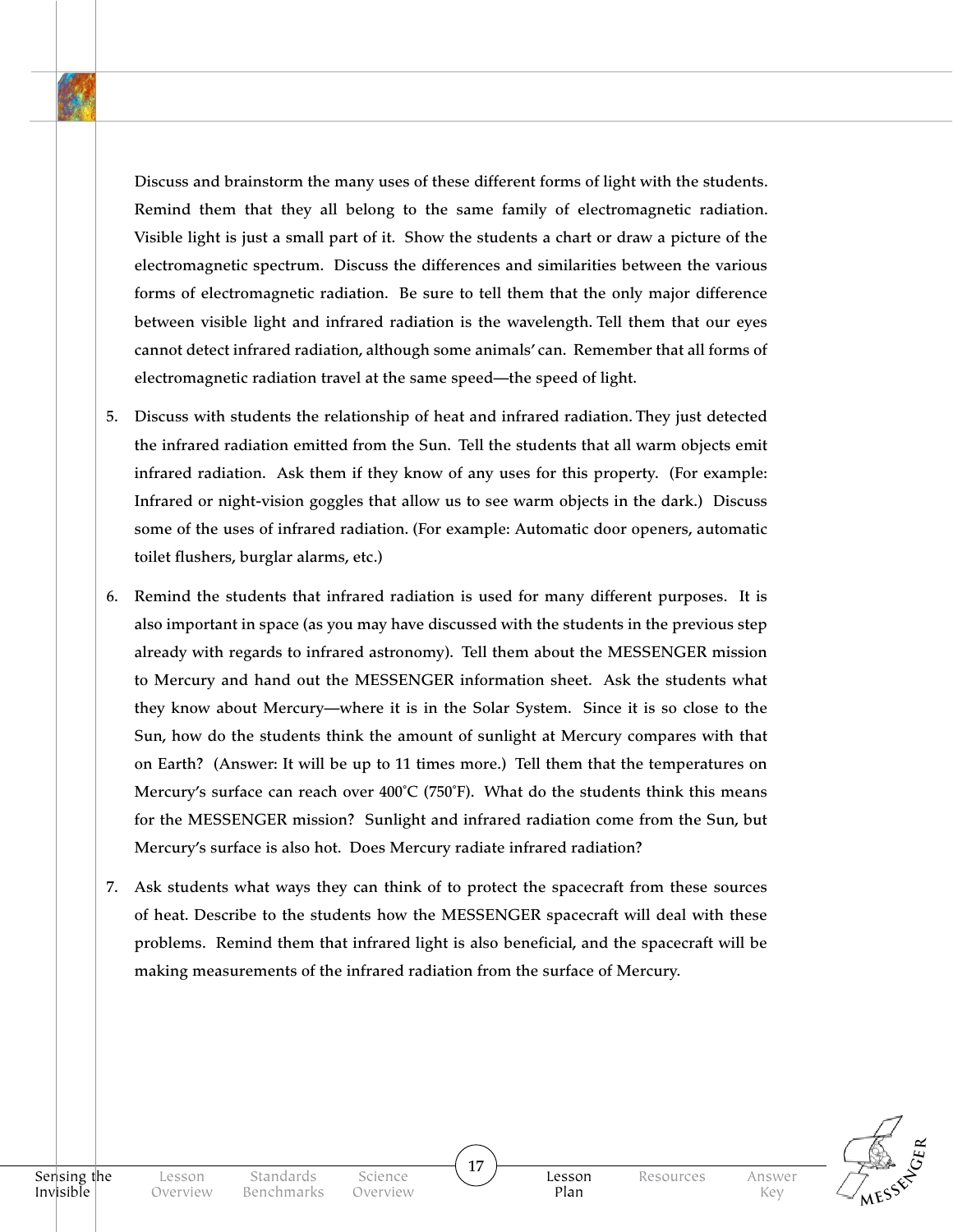Discuss and brainstorm the many uses of these different forms of light with the students. Remind them that they all belong to the same family of electromagnetic radiation. Visible light is just a small part of it. Show the students a chart or draw a picture of the electromagnetic spectrum. Discuss the differences and similarities between the various forms of electromagnetic radiation. Be sure to tell them that the only major difference between visible light and infrared radiation is the wavelength. Tell them that our eyes cannot detect infrared radiation, although some animals' can. Remember that all forms of electromagnetic radiation travel at the same speed—the speed of light.

5. Discuss with students the relationship of heat and infrared radiation. They just detected the infrared radiation emitted from the Sun. Tell the students that all warm objects emit infrared radiation. Ask them if they know of any uses for this property. (For example: Infrared or night-vision goggles that allow us to see warm objects in the dark.) Discuss some of the uses of infrared radiation. (For example: Automatic door openers, automatic toilet flushers, burglar alarms, etc.)

6. Remind the students that infrared radiation is used for many different purposes. It is also important in space (as you may have discussed with the students in the previous step already with regards to infrared astronomy). Tell them about the MESSENGER mission to Mercury and hand out the MESSENGER information sheet. Ask the students what they know about Mercury—where it is in the Solar System. Since it is so close to the Sun, how do the students think the amount of sunlight at Mercury compares with that on Earth? (Answer: It will be up to 11 times more.) Tell them that the temperatures on Mercury's surface can reach over 400°C (750°F). What do the students think this means for the MESSENGER mission? Sunlight and infrared radiation come from the Sun, but Mercury's surface is also hot. Does Mercury radiate infrared radiation?

7. Ask students what ways they can think of to protect the spacecraft from these sources of heat. Describe to the students how the MESSENGER spacecraft will deal with these problems. Remind them that infrared light is also beneficial, and the spacecraft will be making measurements of the infrared radiation from the surface of Mercury.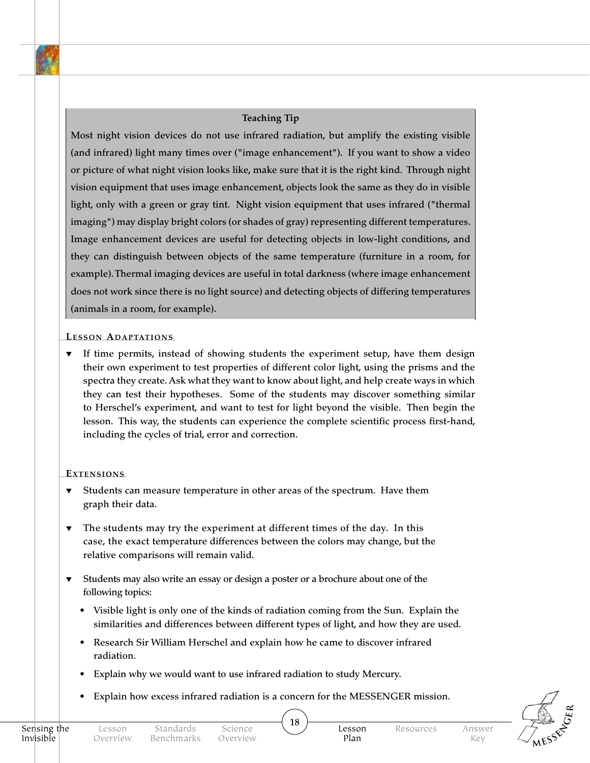**Teaching Tip**

Most night vision devices do not use infrared radiation, but amplify the existing visible (and infrared) light many times over ("image enhancement"). If you want to show a video or picture of what night vision looks like, make sure that it is the right kind. Through night vision equipment that uses image enhancement, objects look the same as they do in visible light, only with a green or gray tint. Night vision equipment that uses infrared ("thermal imaging") may display bright colors (or shades of gray) representing different temperatures. Image enhancement devices are useful for detecting objects in low-light conditions, and they can distinguish between objects of the same temperature (furniture in a room, for example). Thermal imaging devices are useful in total darkness (where image enhancement does not work since there is no light source) and detecting objects of differing temperatures (animals in a room, for example).

## Lesson Adaptations

- If time permits, instead of showing students the experiment setup, have them design their own experiment to test properties of different color light, using the prisms and the spectra they create. Ask what they want to know about light, and help create ways in which they can test their hypotheses. Some of the students may discover something similar to Herschel's experiment, and want to test for light beyond the visible. Then begin the lesson. This way, the students can experience the complete scientific process first-hand, including the cycles of trial, error and correction.

## Extensions

- Students can measure temperature in other areas of the spectrum. Have them graph their data.
- The students may try the experiment at different times of the day. In this case, the exact temperature differences between the colors may change, but the relative comparisons will remain valid.
- Students may also write an essay or design a poster or a brochure about one of the following topics:
  - Visible light is only one of the kinds of radiation coming from the Sun. Explain the similarities and differences between different types of light, and how they are used.
  - Research Sir William Herschel and explain how he came to discover infrared radiation.
  - Explain why we would want to use infrared radiation to study Mercury.
  - Explain how excess infrared radiation is a concern for the MESSENGER mission.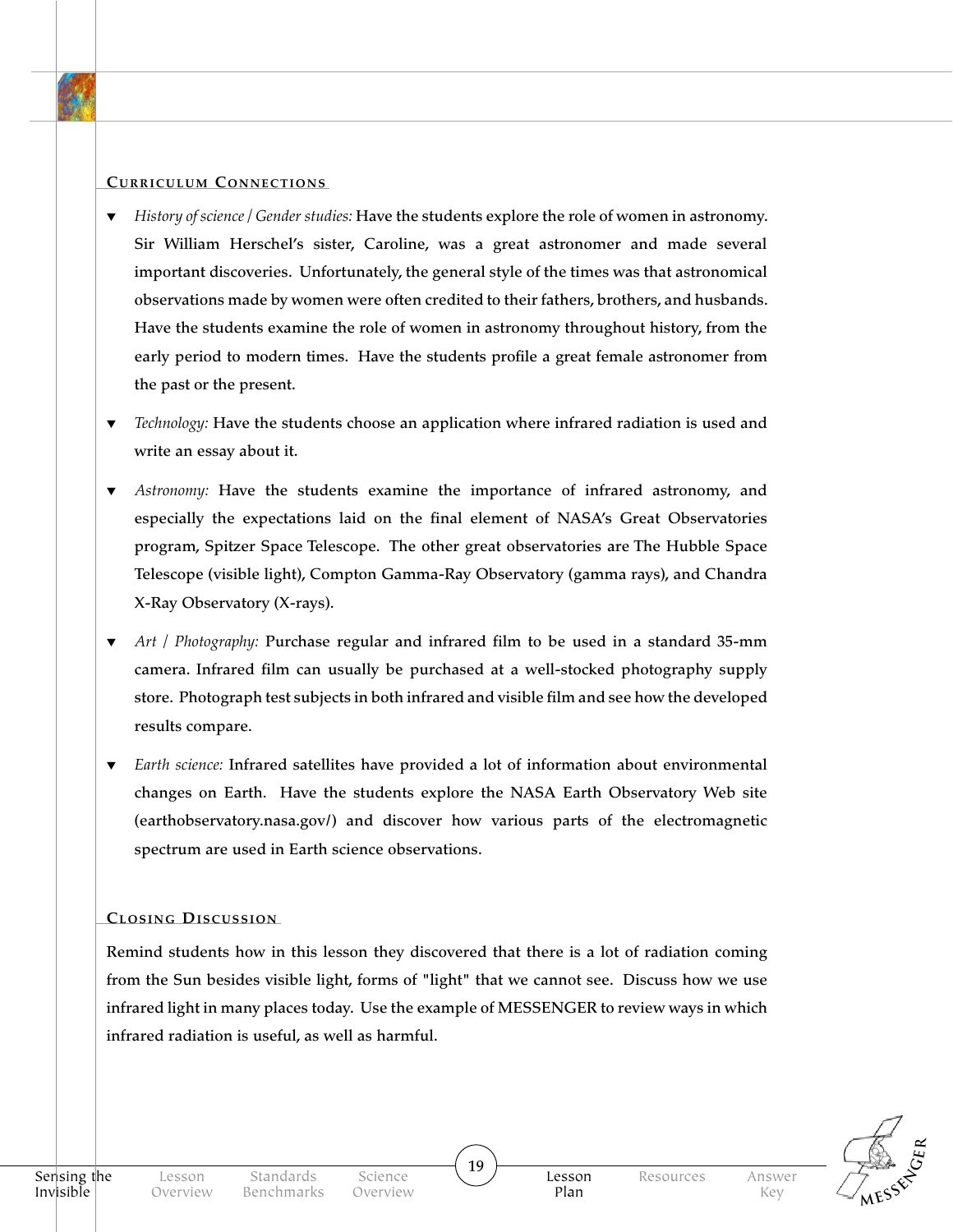## Curriculum Connections

- *History of science / Gender studies:* Have the students explore the role of women in astronomy. Sir William Herschel's sister, Caroline, was a great astronomer and made several important discoveries. Unfortunately, the general style of the times was that astronomical observations made by women were often credited to their fathers, brothers, and husbands. Have the students examine the role of women in astronomy throughout history, from the early period to modern times. Have the students profile a great female astronomer from the past or the present.
- *Technology:* Have the students choose an application where infrared radiation is used and write an essay about it.
- *Astronomy:* Have the students examine the importance of infrared astronomy, and especially the expectations laid on the final element of NASA's Great Observatories program, Spitzer Space Telescope. The other great observatories are The Hubble Space Telescope (visible light), Compton Gamma-Ray Observatory (gamma rays), and Chandra X-Ray Observatory (X-rays).
- *Art / Photography:* Purchase regular and infrared film to be used in a standard 35-mm camera. Infrared film can usually be purchased at a well-stocked photography supply store. Photograph test subjects in both infrared and visible film and see how the developed results compare.
- *Earth science:* Infrared satellites have provided a lot of information about environmental changes on Earth. Have the students explore the NASA Earth Observatory Web site (earthobservatory.nasa.gov/) and discover how various parts of the electromagnetic spectrum are used in Earth science observations.

## Closing Discussion

Remind students how in this lesson they discovered that there is a lot of radiation coming from the Sun besides visible light, forms of "light" that we cannot see. Discuss how we use infrared light in many places today. Use the example of MESSENGER to review ways in which infrared radiation is useful, as well as harmful.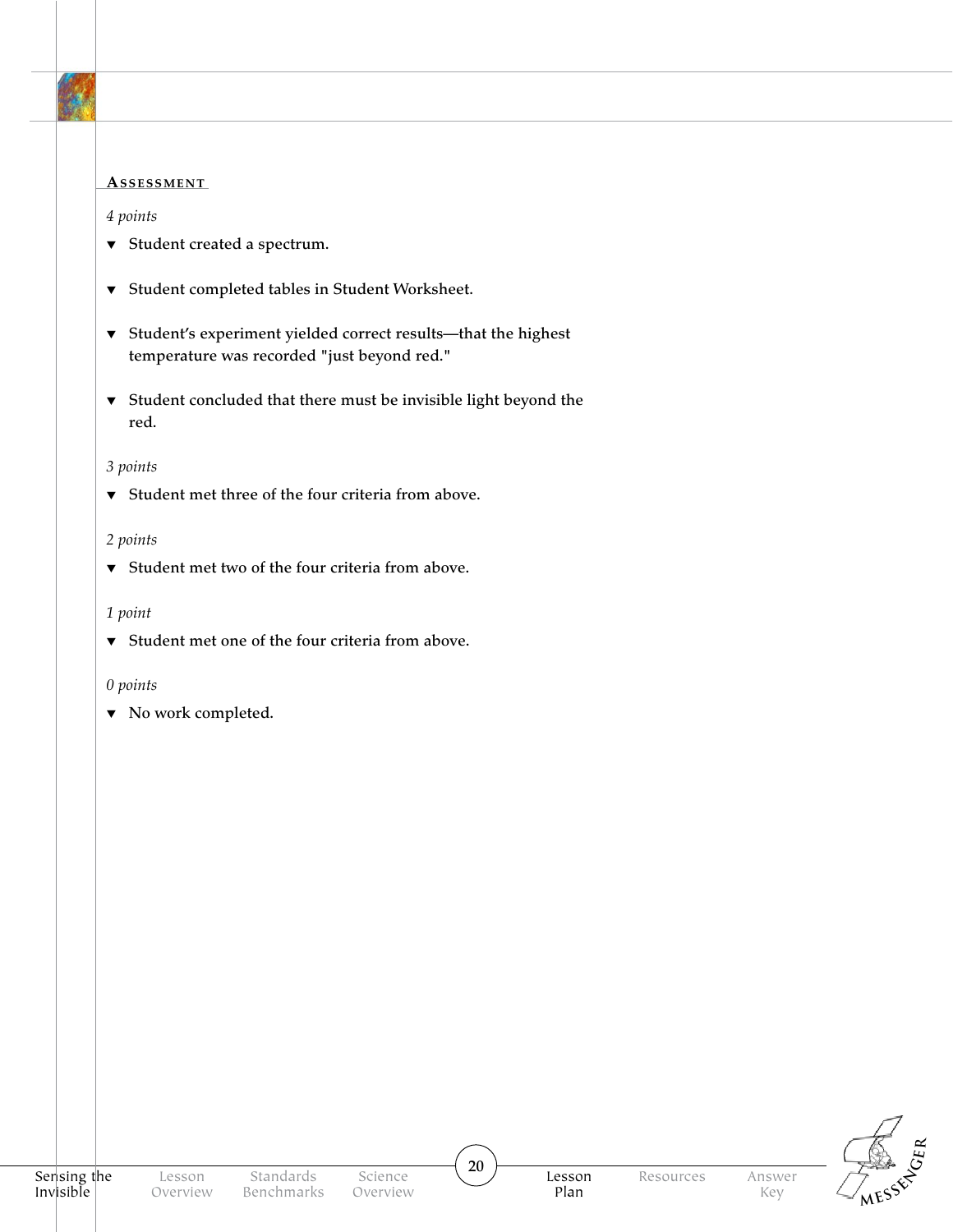## Assessment

*4 points*

- Student created a spectrum.
- Student completed tables in Student Worksheet.
- Student's experiment yielded correct results—that the highest temperature was recorded "just beyond red."
- Student concluded that there must be invisible light beyond the red.

*3 points*

- Student met three of the four criteria from above.

*2 points*

- Student met two of the four criteria from above.

*1 point*

- Student met one of the four criteria from above.

*0 points*

- No work completed.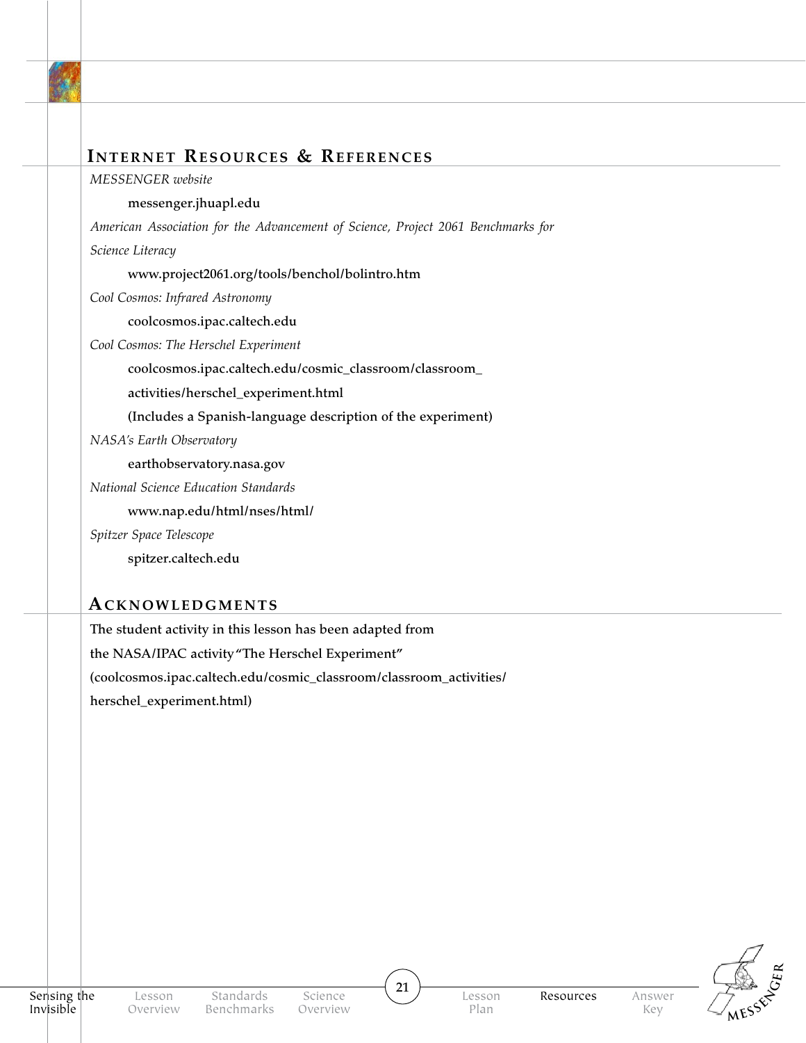## INTERNET RESOURCES & REFERENCES

*MESSENGER website*

**messenger.jhuapl.edu**

*American Association for the Advancement of Science, Project 2061 Benchmarks for Science Literacy*

**www.project2061.org/tools/benchol/bolintro.htm**

*Cool Cosmos: Infrared Astronomy*

**coolcosmos.ipac.caltech.edu**

*Cool Cosmos: The Herschel Experiment*

**coolcosmos.ipac.caltech.edu/cosmic_classroom/classroom_activities/herschel_experiment.html**

**(Includes a Spanish-language description of the experiment)**

*NASA's Earth Observatory*

**earthobservatory.nasa.gov**

*National Science Education Standards*

**www.nap.edu/html/nses/html/**

*Spitzer Space Telescope*

**spitzer.caltech.edu**

## ACKNOWLEDGMENTS

**The student activity in this lesson has been adapted from the NASA/IPAC activity "The Herschel Experiment" (coolcosmos.ipac.caltech.edu/cosmic_classroom/classroom_activities/herschel_experiment.html)**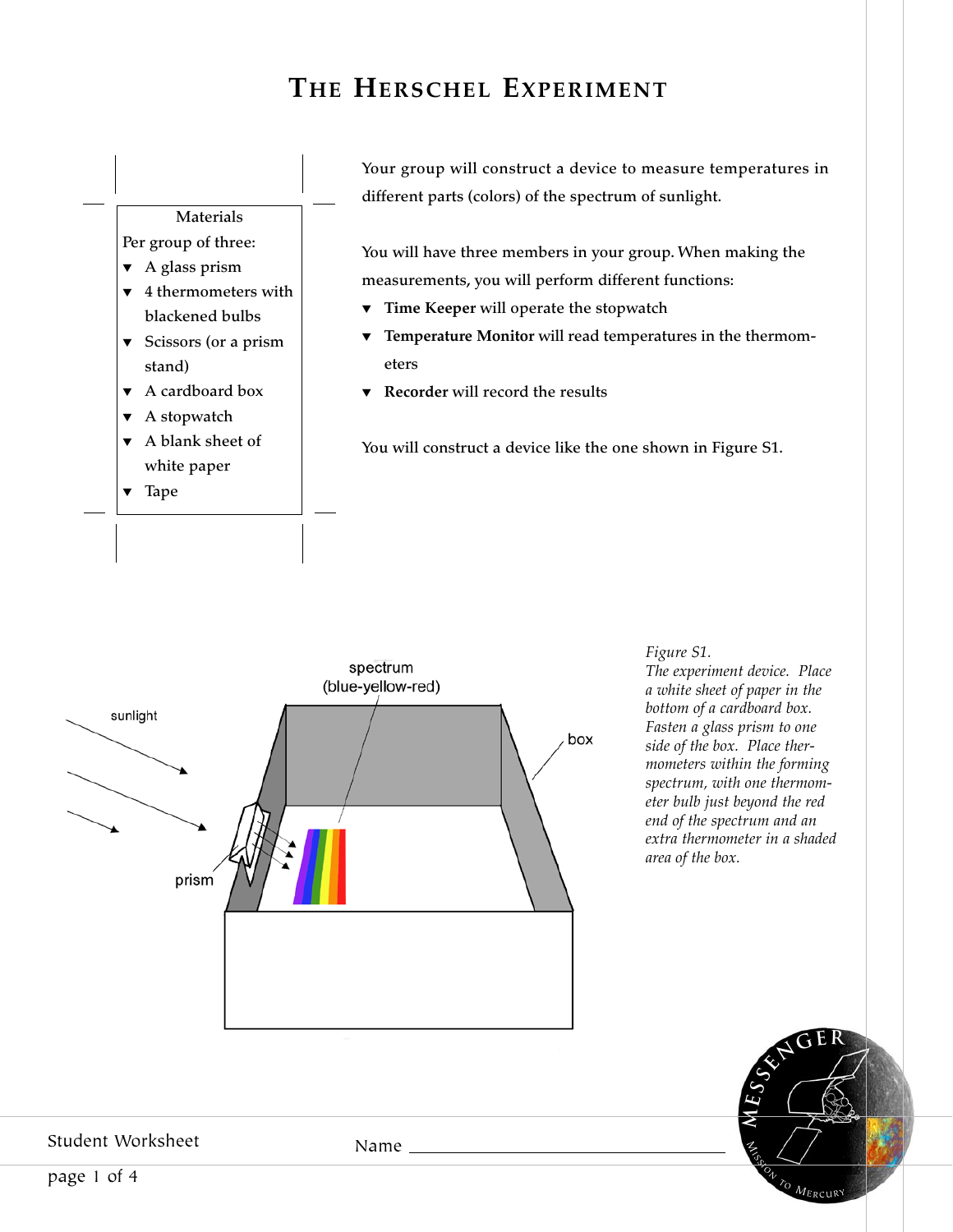# The Herschel Experiment

Materials

Per group of three:

- A glass prism
- 4 thermometers with blackened bulbs
- Scissors (or a prism stand)
- A cardboard box
- A stopwatch
- A blank sheet of white paper
- Tape

Your group will construct a device to measure temperatures in different parts (colors) of the spectrum of sunlight.

You will have three members in your group. When making the measurements, you will perform different functions:

- **Time Keeper** will operate the stopwatch
- **Temperature Monitor** will read temperatures in the thermometers
- **Recorder** will record the results

You will construct a device like the one shown in Figure S1.

*Figure S1.*
*The experiment device. Place a white sheet of paper in the bottom of a cardboard box. Fasten a glass prism to one side of the box. Place thermometers within the forming spectrum, with one thermometer bulb just beyond the red end of the spectrum and an extra thermometer in a shaded area of the box.*

Name ______________________________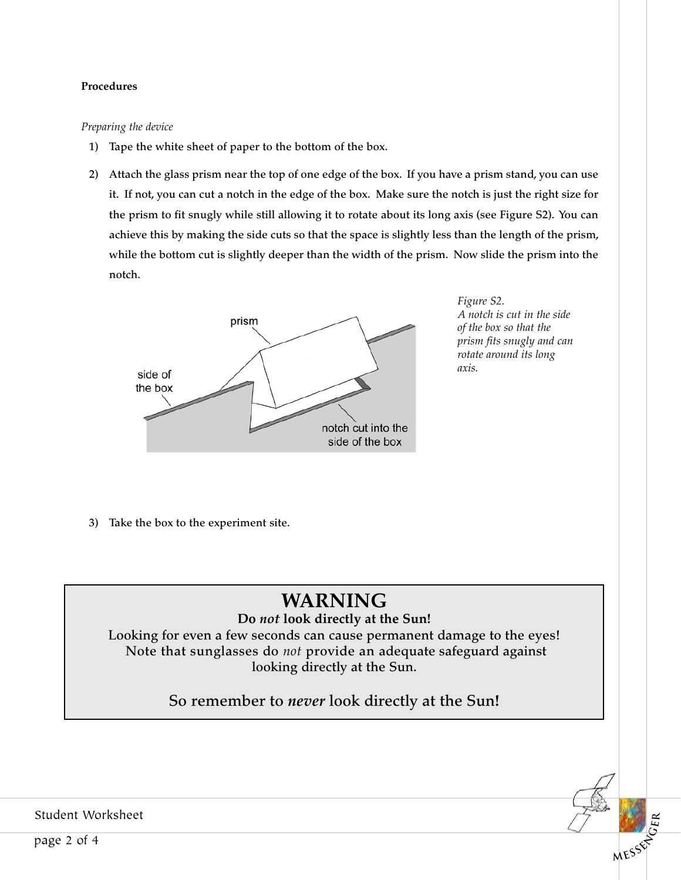**Procedures**

*Preparing the device*

1) Tape the white sheet of paper to the bottom of the box.

2) Attach the glass prism near the top of one edge of the box. If you have a prism stand, you can use it. If not, you can cut a notch in the edge of the box. Make sure the notch is just the right size for the prism to fit snugly while still allowing it to rotate about its long axis (see Figure S2). You can achieve this by making the side cuts so that the space is slightly less than the length of the prism, while the bottom cut is slightly deeper than the width of the prism. Now slide the prism into the notch.

*Figure S2.*
*A notch is cut in the side of the box so that the prism fits snugly and can rotate around its long axis.*

3) Take the box to the experiment site.

> **WARNING**
>
> **Do *not* look directly at the Sun!**
>
> Looking for even a few seconds can cause permanent damage to the eyes! Note that sunglasses do *not* provide an adequate safeguard against looking directly at the Sun.
>
> So remember to ***never*** look directly at the Sun!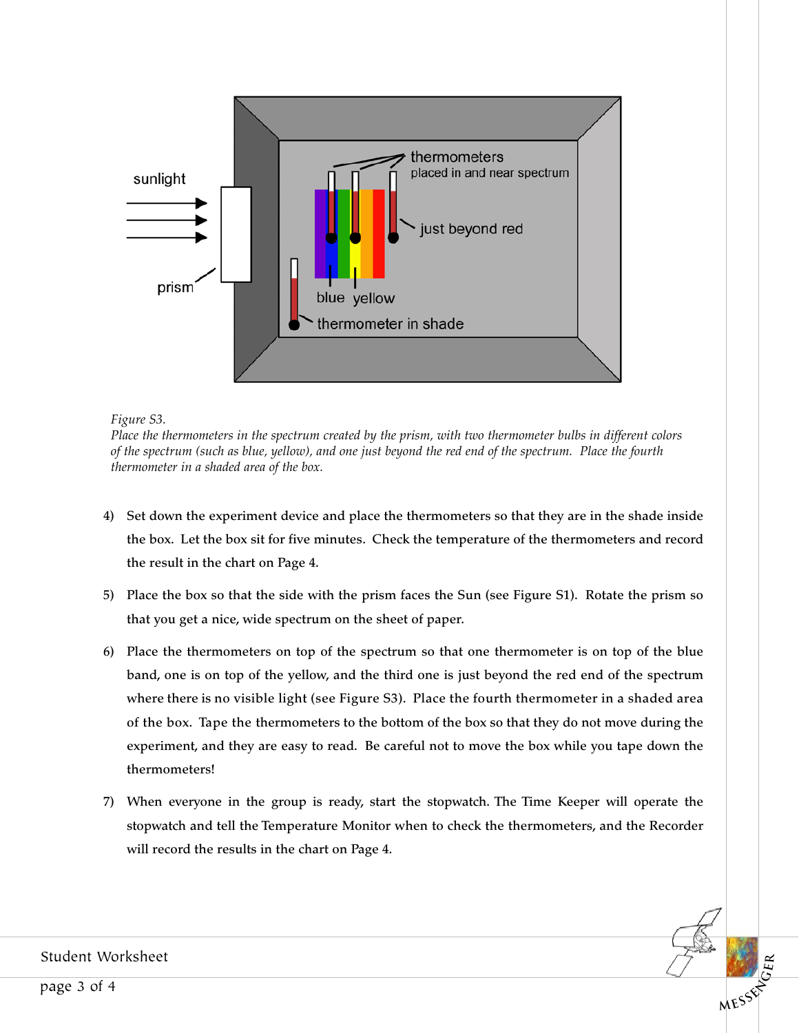*Figure S3.*
*Place the thermometers in the spectrum created by the prism, with two thermometer bulbs in different colors of the spectrum (such as blue, yellow), and one just beyond the red end of the spectrum. Place the fourth thermometer in a shaded area of the box.*

4) Set down the experiment device and place the thermometers so that they are in the shade inside the box. Let the box sit for five minutes. Check the temperature of the thermometers and record the result in the chart on Page 4.

5) Place the box so that the side with the prism faces the Sun (see Figure S1). Rotate the prism so that you get a nice, wide spectrum on the sheet of paper.

6) Place the thermometers on top of the spectrum so that one thermometer is on top of the blue band, one is on top of the yellow, and the third one is just beyond the red end of the spectrum where there is no visible light (see Figure S3). Place the fourth thermometer in a shaded area of the box. Tape the thermometers to the bottom of the box so that they do not move during the experiment, and they are easy to read. Be careful not to move the box while you tape down the thermometers!

7) When everyone in the group is ready, start the stopwatch. The Time Keeper will operate the stopwatch and tell the Temperature Monitor when to check the thermometers, and the Recorder will record the results in the chart on Page 4.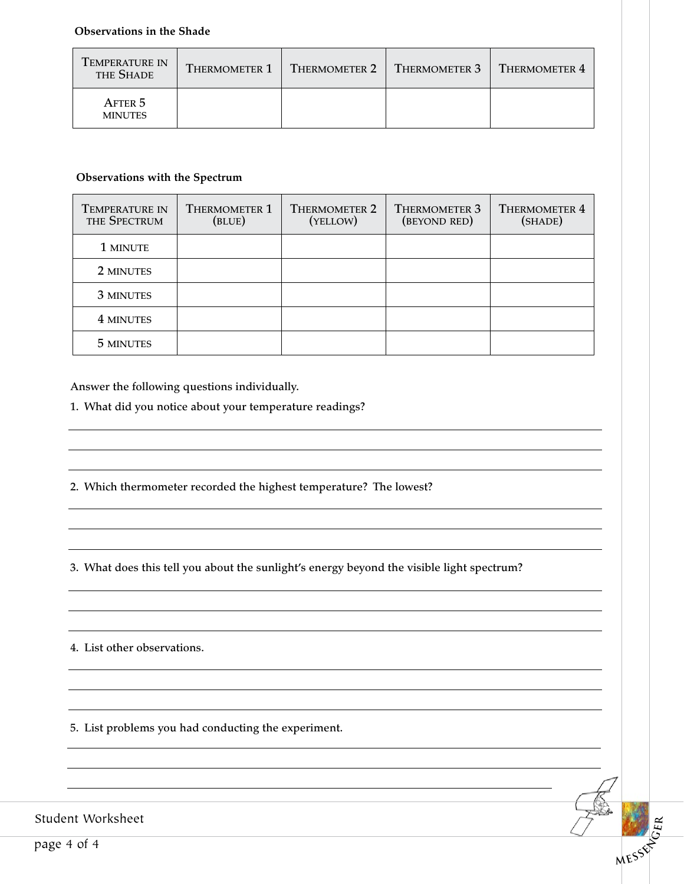**Observations in the Shade**

| Temperature in the Shade | Thermometer 1 | Thermometer 2 | Thermometer 3 | Thermometer 4 |
|---|---|---|---|---|
| After 5 minutes | | | | |

**Observations with the Spectrum**

| Temperature in the Spectrum | Thermometer 1 (blue) | Thermometer 2 (yellow) | Thermometer 3 (beyond red) | Thermometer 4 (shade) |
|---|---|---|---|---|
| 1 minute | | | | |
| 2 minutes | | | | |
| 3 minutes | | | | |
| 4 minutes | | | | |
| 5 minutes | | | | |

Answer the following questions individually.

1. What did you notice about your temperature readings?

______________________________________________

______________________________________________

______________________________________________

2. Which thermometer recorded the highest temperature? The lowest?

______________________________________________

______________________________________________

______________________________________________

3. What does this tell you about the sunlight's energy beyond the visible light spectrum?

______________________________________________

______________________________________________

______________________________________________

4. List other observations.

______________________________________________

______________________________________________

______________________________________________

5. List problems you had conducting the experiment.

______________________________________________

______________________________________________

______________________________________________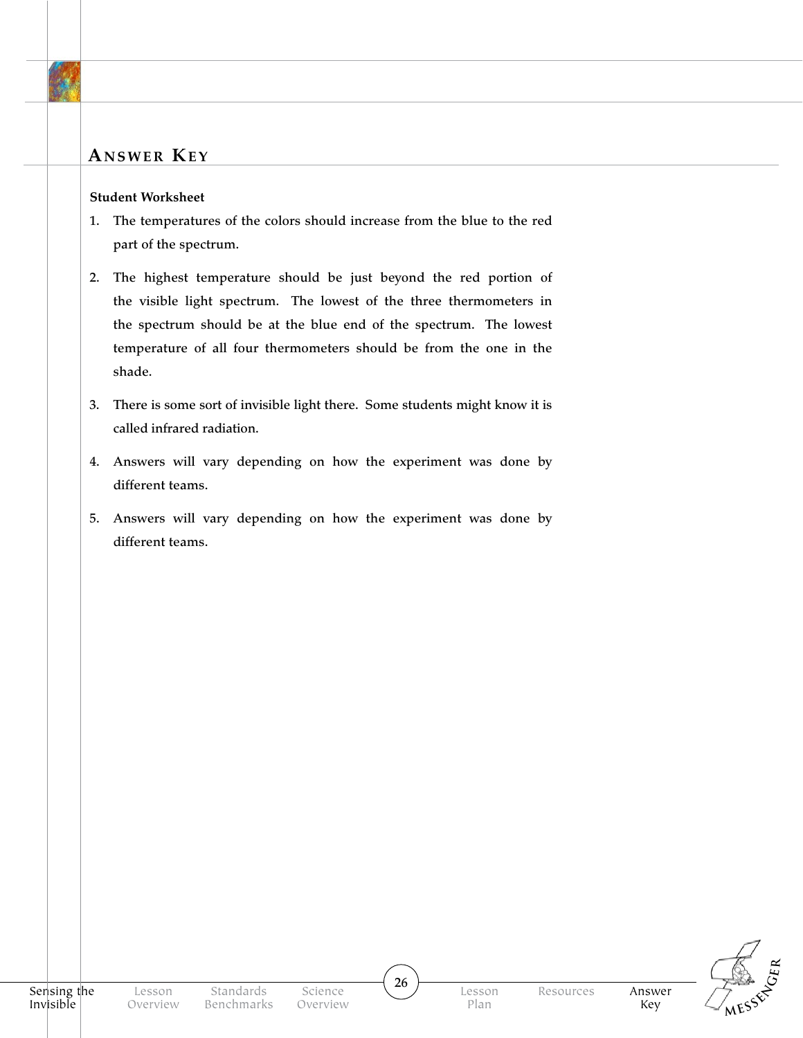## Answer Key

**Student Worksheet**

1. The temperatures of the colors should increase from the blue to the red part of the spectrum.

2. The highest temperature should be just beyond the red portion of the visible light spectrum. The lowest of the three thermometers in the spectrum should be at the blue end of the spectrum. The lowest temperature of all four thermometers should be from the one in the shade.

3. There is some sort of invisible light there. Some students might know it is called infrared radiation.

4. Answers will vary depending on how the experiment was done by different teams.

5. Answers will vary depending on how the experiment was done by different teams.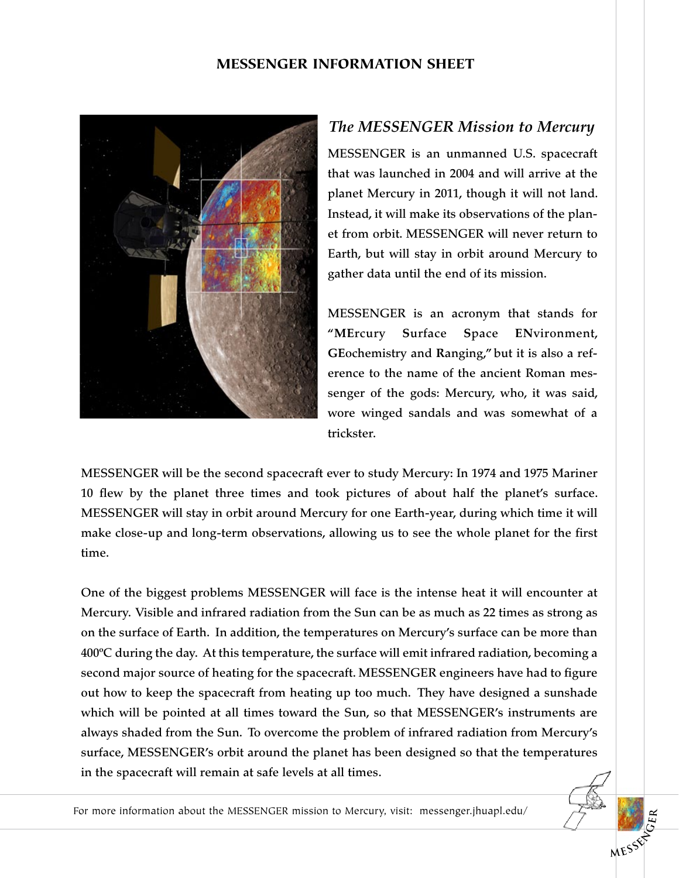# MESSENGER INFORMATION SHEET

## *The MESSENGER Mission to Mercury*

MESSENGER is an unmanned U.S. spacecraft that was launched in 2004 and will arrive at the planet Mercury in 2011, though it will not land. Instead, it will make its observations of the planet from orbit. MESSENGER will never return to Earth, but will stay in orbit around Mercury to gather data until the end of its mission.

MESSENGER is an acronym that stands for "**ME**rcury **S**urface **S**pace **EN**vironment, **GE**ochemistry and **R**anging," but it is also a reference to the name of the ancient Roman messenger of the gods: Mercury, who, it was said, wore winged sandals and was somewhat of a trickster.

MESSENGER will be the second spacecraft ever to study Mercury: In 1974 and 1975 Mariner 10 flew by the planet three times and took pictures of about half the planet's surface. MESSENGER will stay in orbit around Mercury for one Earth-year, during which time it will make close-up and long-term observations, allowing us to see the whole planet for the first time.

One of the biggest problems MESSENGER will face is the intense heat it will encounter at Mercury. Visible and infrared radiation from the Sun can be as much as 22 times as strong as on the surface of Earth. In addition, the temperatures on Mercury's surface can be more than 400ºC during the day. At this temperature, the surface will emit infrared radiation, becoming a second major source of heating for the spacecraft. MESSENGER engineers have had to figure out how to keep the spacecraft from heating up too much. They have designed a sunshade which will be pointed at all times toward the Sun, so that MESSENGER's instruments are always shaded from the Sun. To overcome the problem of infrared radiation from Mercury's surface, MESSENGER's orbit around the planet has been designed so that the temperatures in the spacecraft will remain at safe levels at all times.

For more information about the MESSENGER mission to Mercury, visit: messenger.jhuapl.edu/